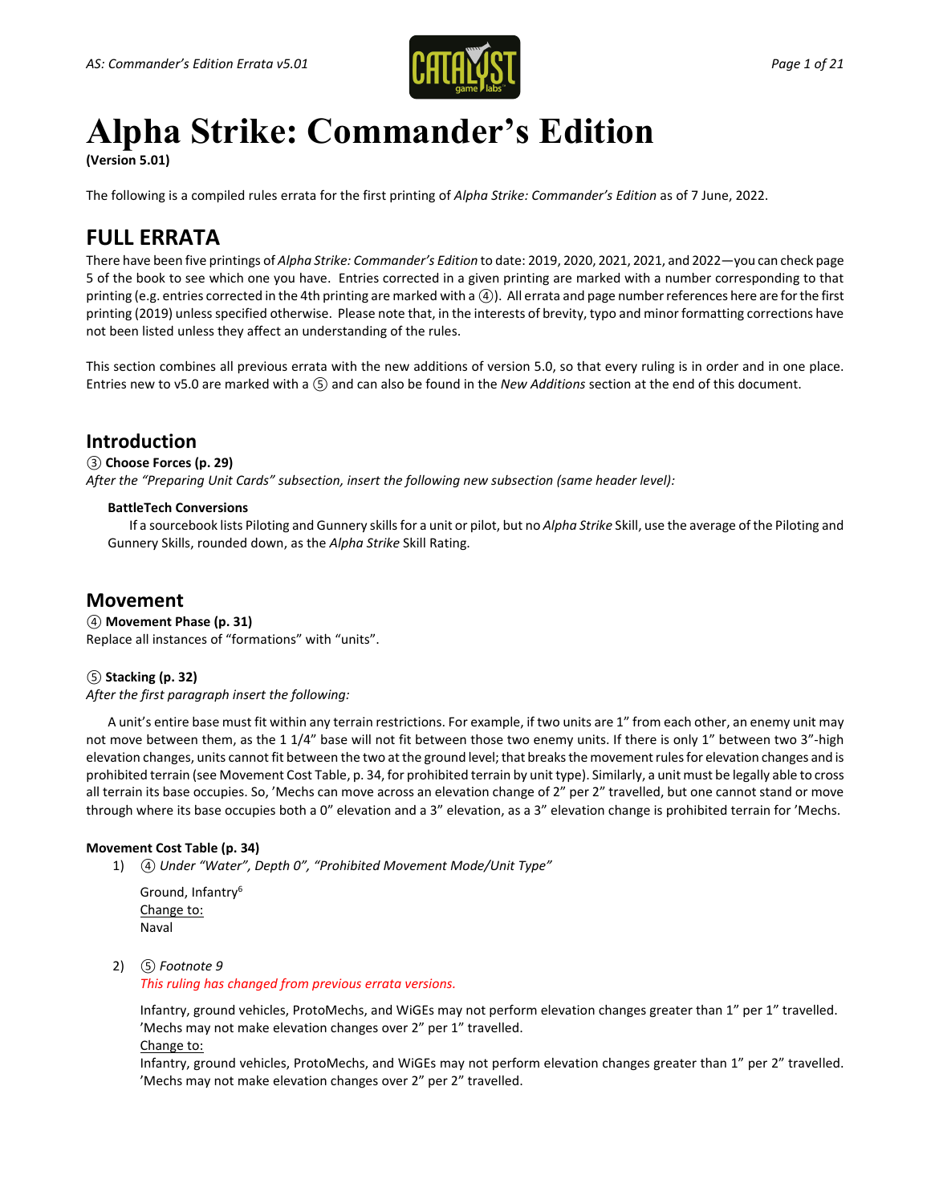# Alpha Strike: Commander's Edition

**(Version 5.01)**

The following is a compiled rules errata for the first printing of *Alpha Strike: Commander's Edition* as of 7 June, 2022.

## FULL ERRATA

There have been five printings of *Alpha Strike: Commander's Edition* to date: 2019, 2020, 2021, 2021, and 2022—you can check page 5 of the book to see which one you have. Entries corrected in a given printing are marked with a number corresponding to that printing (e.g. entries corrected in the 4th printing are marked with a ④). All errata and page number references here are for the first printing (2019) unless specified otherwise. Please note that, in the interests of brevity, typo and minor formatting corrections have not been listed unless they affect an understanding of the rules.

This section combines all previous errata with the new additions of version 5.0, so that every ruling is in order and in one place. Entries new to v5.0 are marked with a ⑤ and can also be found in the *New Additions* section at the end of this document.

### Introduction

**③ Choose Forces (p. 29)**

*After the "Preparing Unit Cards" subsection, insert the following new subsection (same header level):*

> **BattleTech Conversions**
>
> If a sourcebook lists Piloting and Gunnery skills for a unit or pilot, but no *Alpha Strike* Skill, use the average of the Piloting and Gunnery Skills, rounded down, as the *Alpha Strike* Skill Rating.

### Movement

**④ Movement Phase (p. 31)**

Replace all instances of "formations" with "units".

**⑤ Stacking (p. 32)**

*After the first paragraph insert the following:*

A unit's entire base must fit within any terrain restrictions. For example, if two units are 1" from each other, an enemy unit may not move between them, as the 1 1/4" base will not fit between those two enemy units. If there is only 1" between two 3"-high elevation changes, units cannot fit between the two at the ground level; that breaks the movement rules for elevation changes and is prohibited terrain (see Movement Cost Table, p. 34, for prohibited terrain by unit type). Similarly, a unit must be legally able to cross all terrain its base occupies. So, 'Mechs can move across an elevation change of 2" per 2" travelled, but one cannot stand or move through where its base occupies both a 0" elevation and a 3" elevation, as a 3" elevation change is prohibited terrain for 'Mechs.

**Movement Cost Table (p. 34)**

1) ④ *Under "Water", Depth 0", "Prohibited Movement Mode/Unit Type"*

   Ground, Infantry[6]
   
   Change to:
   
   Naval

2) ⑤ *Footnote 9*

   *This ruling has changed from previous errata versions.*

   Infantry, ground vehicles, ProtoMechs, and WiGEs may not perform elevation changes greater than 1" per 1" travelled. 'Mechs may not make elevation changes over 2" per 1" travelled.
   
   Change to:
   
   Infantry, ground vehicles, ProtoMechs, and WiGEs may not perform elevation changes greater than 1" per 2" travelled. 'Mechs may not make elevation changes over 2" per 2" travelled.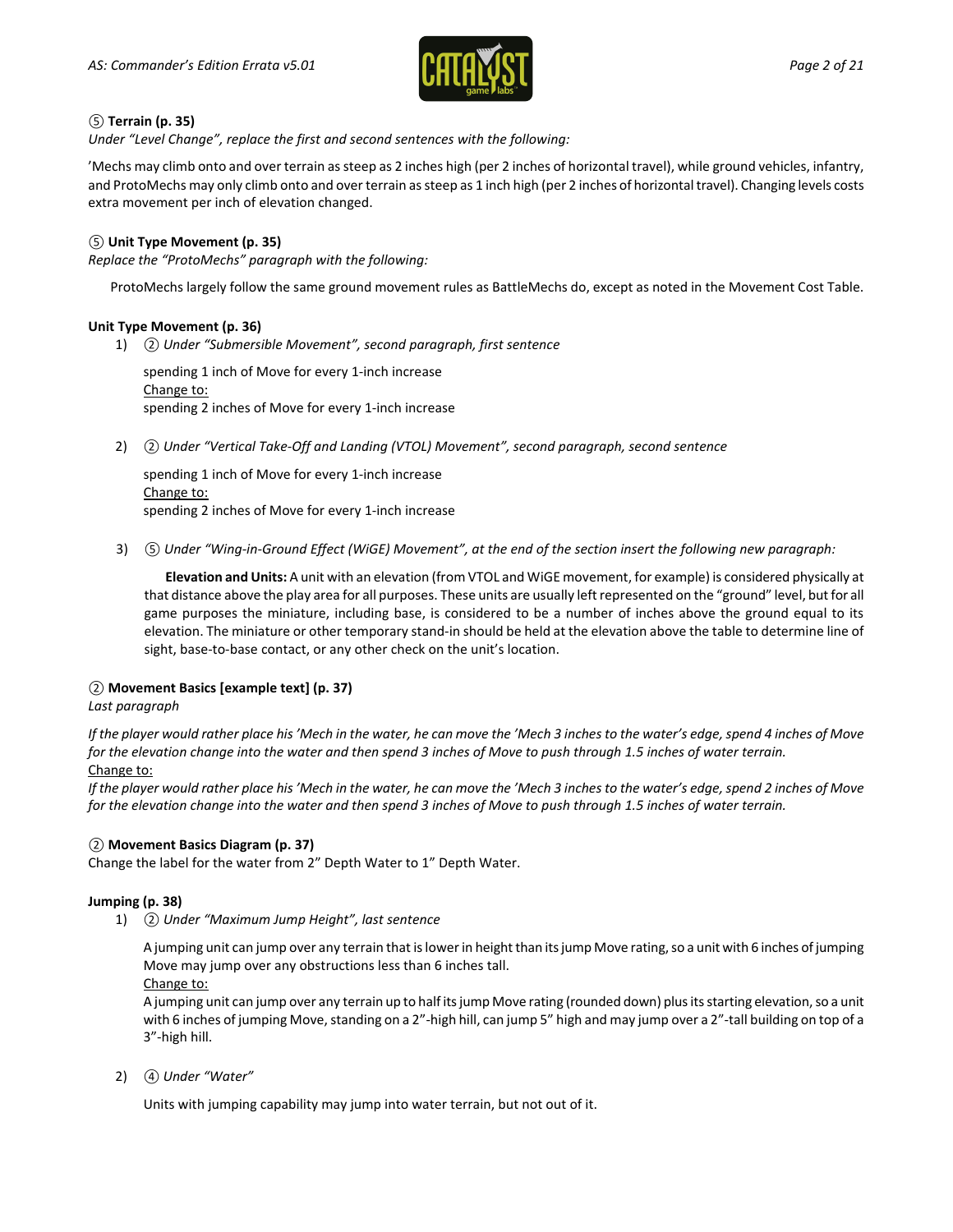**⑤ Terrain (p. 35)**

*Under "Level Change", replace the first and second sentences with the following:*

'Mechs may climb onto and over terrain as steep as 2 inches high (per 2 inches of horizontal travel), while ground vehicles, infantry, and ProtoMechs may only climb onto and over terrain as steep as 1 inch high (per 2 inches of horizontal travel). Changing levels costs extra movement per inch of elevation changed.

**⑤ Unit Type Movement (p. 35)**

*Replace the "ProtoMechs" paragraph with the following:*

ProtoMechs largely follow the same ground movement rules as BattleMechs do, except as noted in the Movement Cost Table.

**Unit Type Movement (p. 36)**

1) ② *Under "Submersible Movement", second paragraph, first sentence*

   spending 1 inch of Move for every 1-inch increase
   Change to:
   spending 2 inches of Move for every 1-inch increase

2) ② *Under "Vertical Take-Off and Landing (VTOL) Movement", second paragraph, second sentence*

   spending 1 inch of Move for every 1-inch increase
   Change to:
   spending 2 inches of Move for every 1-inch increase

3) ⑤ *Under "Wing-in-Ground Effect (WiGE) Movement", at the end of the section insert the following new paragraph:*

   **Elevation and Units:** A unit with an elevation (from VTOL and WiGE movement, for example) is considered physically at that distance above the play area for all purposes. These units are usually left represented on the "ground" level, but for all game purposes the miniature, including base, is considered to be a number of inches above the ground equal to its elevation. The miniature or other temporary stand-in should be held at the elevation above the table to determine line of sight, base-to-base contact, or any other check on the unit's location.

**② Movement Basics [example text] (p. 37)**

*Last paragraph*

*If the player would rather place his 'Mech in the water, he can move the 'Mech 3 inches to the water's edge, spend 4 inches of Move for the elevation change into the water and then spend 3 inches of Move to push through 1.5 inches of water terrain.*

Change to:

*If the player would rather place his 'Mech in the water, he can move the 'Mech 3 inches to the water's edge, spend 2 inches of Move for the elevation change into the water and then spend 3 inches of Move to push through 1.5 inches of water terrain.*

**② Movement Basics Diagram (p. 37)**

Change the label for the water from 2" Depth Water to 1" Depth Water.

**Jumping (p. 38)**

1) ② *Under "Maximum Jump Height", last sentence*

   A jumping unit can jump over any terrain that is lower in height than its jump Move rating, so a unit with 6 inches of jumping Move may jump over any obstructions less than 6 inches tall.
   Change to:
   A jumping unit can jump over any terrain up to half its jump Move rating (rounded down) plus its starting elevation, so a unit with 6 inches of jumping Move, standing on a 2"-high hill, can jump 5" high and may jump over a 2"-tall building on top of a 3"-high hill.

2) ④ *Under "Water"*

   Units with jumping capability may jump into water terrain, but not out of it.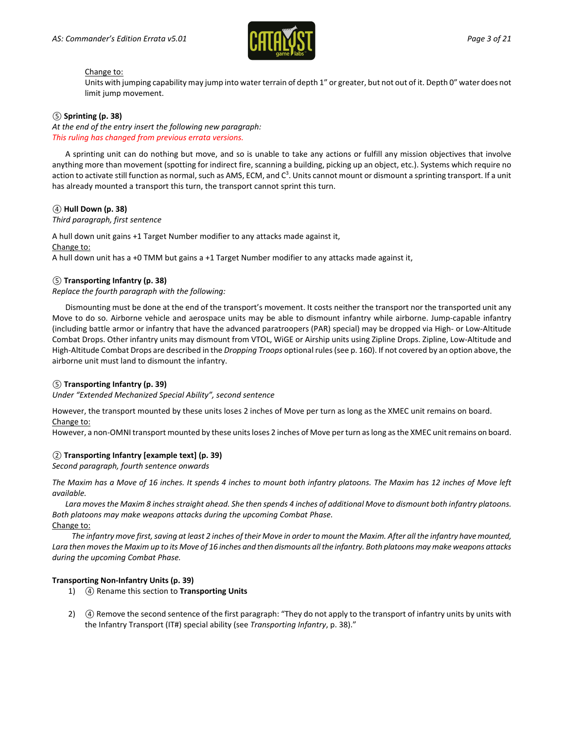<u>Change to:</u>
Units with jumping capability may jump into water terrain of depth 1" or greater, but not out of it. Depth 0" water does not limit jump movement.

⑤ **Sprinting (p. 38)**
*At the end of the entry insert the following new paragraph:*
*This ruling has changed from previous errata versions.*

A sprinting unit can do nothing but move, and so is unable to take any actions or fulfill any mission objectives that involve anything more than movement (spotting for indirect fire, scanning a building, picking up an object, etc.). Systems which require no action to activate still function as normal, such as AMS, ECM, and $C^3$. Units cannot mount or dismount a sprinting transport. If a unit has already mounted a transport this turn, the transport cannot sprint this turn.

④ **Hull Down (p. 38)**
*Third paragraph, first sentence*

A hull down unit gains +1 Target Number modifier to any attacks made against it,
<u>Change to:</u>
A hull down unit has a +0 TMM but gains a +1 Target Number modifier to any attacks made against it,

⑤ **Transporting Infantry (p. 38)**
*Replace the fourth paragraph with the following:*

Dismounting must be done at the end of the transport's movement. It costs neither the transport nor the transported unit any Move to do so. Airborne vehicle and aerospace units may be able to dismount infantry while airborne. Jump-capable infantry (including battle armor or infantry that have the advanced paratroopers (PAR) special) may be dropped via High- or Low-Altitude Combat Drops. Other infantry units may dismount from VTOL, WiGE or Airship units using Zipline Drops. Zipline, Low-Altitude and High-Altitude Combat Drops are described in the *Dropping Troops* optional rules (see p. 160). If not covered by an option above, the airborne unit must land to dismount the infantry.

⑤ **Transporting Infantry (p. 39)**
*Under "Extended Mechanized Special Ability", second sentence*

However, the transport mounted by these units loses 2 inches of Move per turn as long as the XMEC unit remains on board.
<u>Change to:</u>
However, a non-OMNI transport mounted by these units loses 2 inches of Move per turn as long as the XMEC unit remains on board.

② **Transporting Infantry [example text] (p. 39)**
*Second paragraph, fourth sentence onwards*

*The Maxim has a Move of 16 inches. It spends 4 inches to mount both infantry platoons. The Maxim has 12 inches of Move left available.*

*Lara moves the Maxim 8 inches straight ahead. She then spends 4 inches of additional Move to dismount both infantry platoons. Both platoons may make weapons attacks during the upcoming Combat Phase.*
<u>Change to:</u>
*The infantry move first, saving at least 2 inches of their Move in order to mount the Maxim. After all the infantry have mounted, Lara then moves the Maxim up to its Move of 16 inches and then dismounts all the infantry. Both platoons may make weapons attacks during the upcoming Combat Phase.*

**Transporting Non-Infantry Units (p. 39)**

1) ④ Rename this section to **Transporting Units**

2) ④ Remove the second sentence of the first paragraph: "They do not apply to the transport of infantry units by units with the Infantry Transport (IT#) special ability (see *Transporting Infantry*, p. 38)."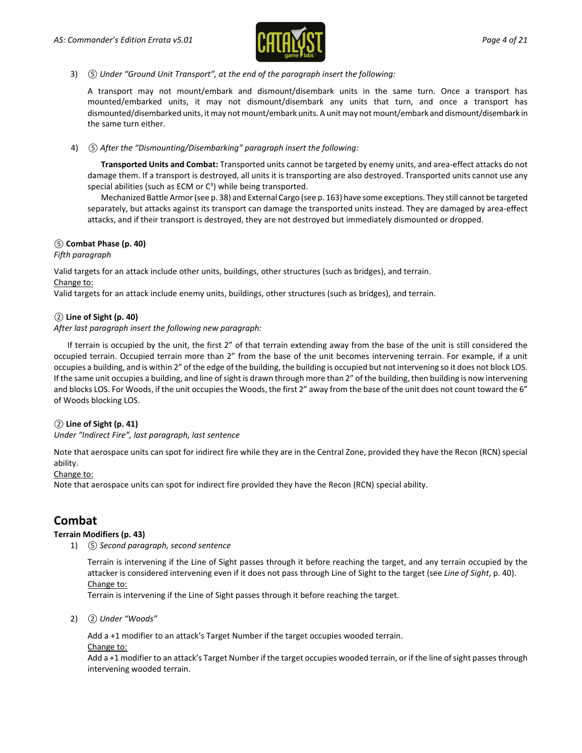3) ⑤ *Under "Ground Unit Transport", at the end of the paragraph insert the following:*

   A transport may not mount/embark and dismount/disembark units in the same turn. Once a transport has mounted/embarked units, it may not dismount/disembark any units that turn, and once a transport has dismounted/disembarked units, it may not mount/embark units. A unit may not mount/embark and dismount/disembark in the same turn either.

4) ⑤ *After the "Dismounting/Disembarking" paragraph insert the following:*

   **Transported Units and Combat:** Transported units cannot be targeted by enemy units, and area-effect attacks do not damage them. If a transport is destroyed, all units it is transporting are also destroyed. Transported units cannot use any special abilities (such as ECM or $C^3$) while being transported.

   Mechanized Battle Armor (see p. 38) and External Cargo (see p. 163) have some exceptions. They still cannot be targeted separately, but attacks against its transport can damage the transported units instead. They are damaged by area-effect attacks, and if their transport is destroyed, they are not destroyed but immediately dismounted or dropped.

### ⑤ Combat Phase (p. 40)

*Fifth paragraph*

Valid targets for an attack include other units, buildings, other structures (such as bridges), and terrain.

Change to:

Valid targets for an attack include enemy units, buildings, other structures (such as bridges), and terrain.

### ② Line of Sight (p. 40)

*After last paragraph insert the following new paragraph:*

If terrain is occupied by the unit, the first 2" of that terrain extending away from the base of the unit is still considered the occupied terrain. Occupied terrain more than 2" from the base of the unit becomes intervening terrain. For example, if a unit occupies a building, and is within 2" of the edge of the building, the building is occupied but not intervening so it does not block LOS. If the same unit occupies a building, and line of sight is drawn through more than 2" of the building, then building is now intervening and blocks LOS. For Woods, if the unit occupies the Woods, the first 2" away from the base of the unit does not count toward the 6" of Woods blocking LOS.

### ② Line of Sight (p. 41)

*Under "Indirect Fire", last paragraph, last sentence*

Note that aerospace units can spot for indirect fire while they are in the Central Zone, provided they have the Recon (RCN) special ability.

Change to:

Note that aerospace units can spot for indirect fire provided they have the Recon (RCN) special ability.

## Combat

### Terrain Modifiers (p. 43)

1) ⑤ *Second paragraph, second sentence*

   Terrain is intervening if the Line of Sight passes through it before reaching the target, and any terrain occupied by the attacker is considered intervening even if it does not pass through Line of Sight to the target (see *Line of Sight*, p. 40).

   Change to:

   Terrain is intervening if the Line of Sight passes through it before reaching the target.

2) ② *Under "Woods"*

   Add a +1 modifier to an attack's Target Number if the target occupies wooded terrain.

   Change to:

   Add a +1 modifier to an attack's Target Number if the target occupies wooded terrain, or if the line of sight passes through intervening wooded terrain.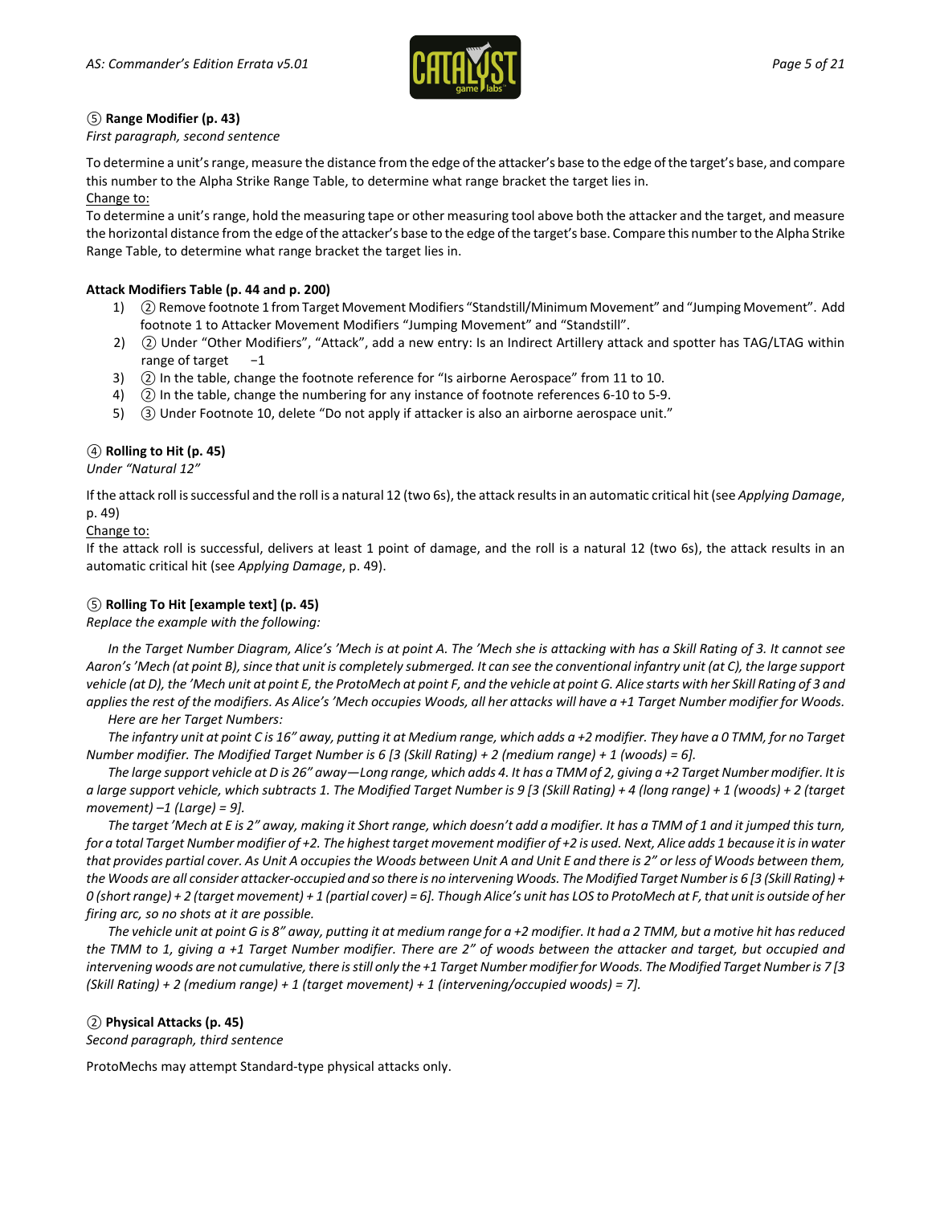⑤ **Range Modifier (p. 43)**

*First paragraph, second sentence*

To determine a unit's range, measure the distance from the edge of the attacker's base to the edge of the target's base, and compare this number to the Alpha Strike Range Table, to determine what range bracket the target lies in.

Change to:

To determine a unit's range, hold the measuring tape or other measuring tool above both the attacker and the target, and measure the horizontal distance from the edge of the attacker's base to the edge of the target's base. Compare this number to the Alpha Strike Range Table, to determine what range bracket the target lies in.

**Attack Modifiers Table (p. 44 and p. 200)**

1) ② Remove footnote 1 from Target Movement Modifiers "Standstill/Minimum Movement" and "Jumping Movement". Add footnote 1 to Attacker Movement Modifiers "Jumping Movement" and "Standstill".
2) ② Under "Other Modifiers", "Attack", add a new entry: Is an Indirect Artillery attack and spotter has TAG/LTAG within range of target −1
3) ② In the table, change the footnote reference for "Is airborne Aerospace" from 11 to 10.
4) ② In the table, change the numbering for any instance of footnote references 6-10 to 5-9.
5) ③ Under Footnote 10, delete "Do not apply if attacker is also an airborne aerospace unit."

④ **Rolling to Hit (p. 45)**

*Under "Natural 12"*

If the attack roll is successful and the roll is a natural 12 (two 6s), the attack results in an automatic critical hit (see *Applying Damage*, p. 49)

Change to:

If the attack roll is successful, delivers at least 1 point of damage, and the roll is a natural 12 (two 6s), the attack results in an automatic critical hit (see *Applying Damage*, p. 49).

⑤ **Rolling To Hit [example text] (p. 45)**

*Replace the example with the following:*

*In the Target Number Diagram, Alice's 'Mech is at point A. The 'Mech she is attacking with has a Skill Rating of 3. It cannot see Aaron's 'Mech (at point B), since that unit is completely submerged. It can see the conventional infantry unit (at C), the large support vehicle (at D), the 'Mech unit at point E, the ProtoMech at point F, and the vehicle at point G. Alice starts with her Skill Rating of 3 and applies the rest of the modifiers. As Alice's 'Mech occupies Woods, all her attacks will have a +1 Target Number modifier for Woods.*

*Here are her Target Numbers:*

*The infantry unit at point C is 16" away, putting it at Medium range, which adds a +2 modifier. They have a 0 TMM, for no Target Number modifier. The Modified Target Number is 6 [3 (Skill Rating) + 2 (medium range) + 1 (woods) = 6].*

*The large support vehicle at D is 26" away—Long range, which adds 4. It has a TMM of 2, giving a +2 Target Number modifier. It is a large support vehicle, which subtracts 1. The Modified Target Number is 9 [3 (Skill Rating) + 4 (long range) + 1 (woods) + 2 (target movement) –1 (Large) = 9].*

*The target 'Mech at E is 2" away, making it Short range, which doesn't add a modifier. It has a TMM of 1 and it jumped this turn, for a total Target Number modifier of +2. The highest target movement modifier of +2 is used. Next, Alice adds 1 because it is in water that provides partial cover. As Unit A occupies the Woods between Unit A and Unit E and there is 2" or less of Woods between them, the Woods are all consider attacker-occupied and so there is no intervening Woods. The Modified Target Number is 6 [3 (Skill Rating) + 0 (short range) + 2 (target movement) + 1 (partial cover) = 6]. Though Alice's unit has LOS to ProtoMech at F, that unit is outside of her firing arc, so no shots at it are possible.*

*The vehicle unit at point G is 8" away, putting it at medium range for a +2 modifier. It had a 2 TMM, but a motive hit has reduced the TMM to 1, giving a +1 Target Number modifier. There are 2" of woods between the attacker and target, but occupied and intervening woods are not cumulative, there is still only the +1 Target Number modifier for Woods. The Modified Target Number is 7 [3 (Skill Rating) + 2 (medium range) + 1 (target movement) + 1 (intervening/occupied woods) = 7].*

② **Physical Attacks (p. 45)**

*Second paragraph, third sentence*

ProtoMechs may attempt Standard-type physical attacks only.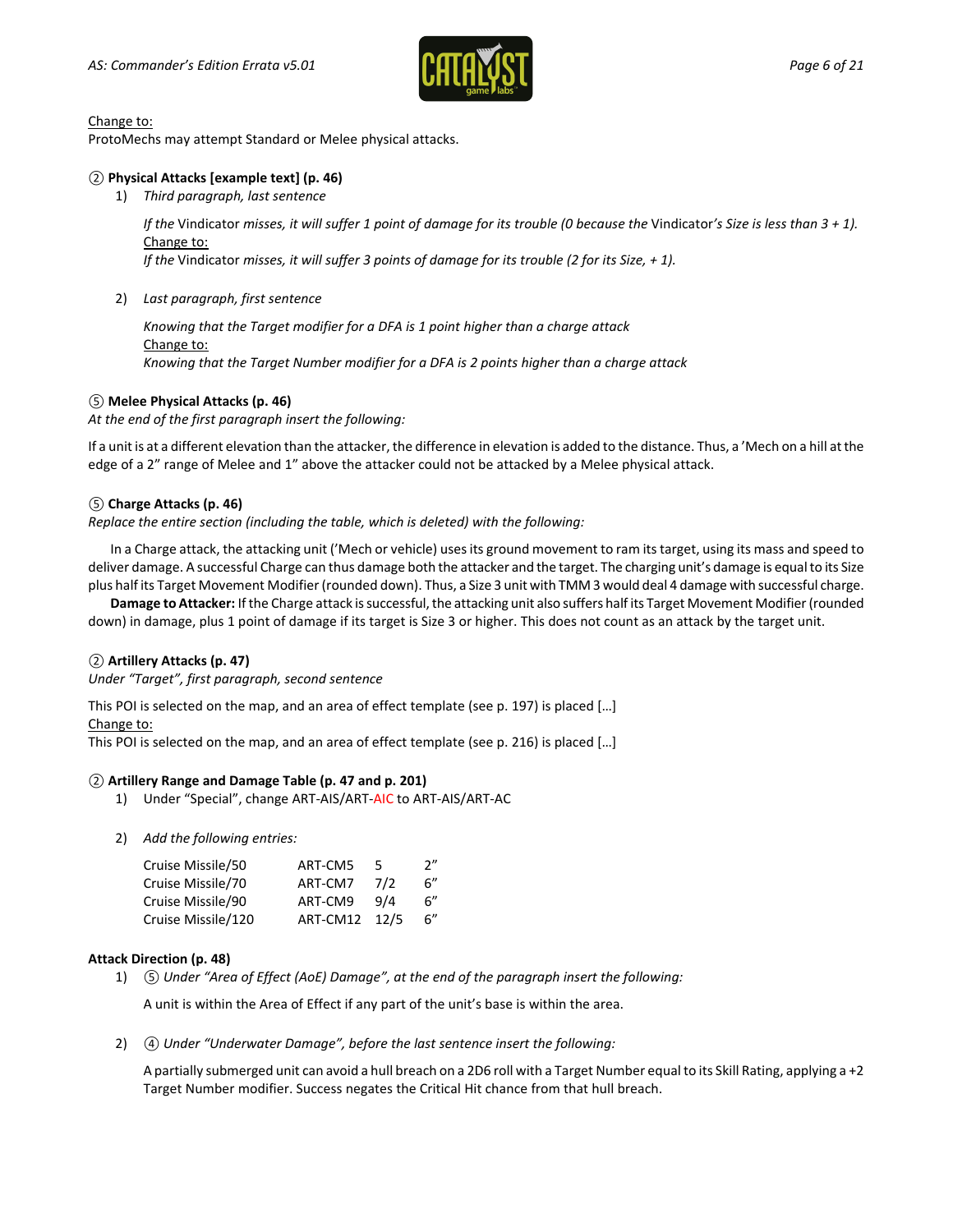Change to:

ProtoMechs may attempt Standard or Melee physical attacks.

**② Physical Attacks [example text] (p. 46)**

1) *Third paragraph, last sentence*

   *If the* Vindicator *misses, it will suffer 1 point of damage for its trouble (0 because the* Vindicator*'s Size is less than 3 + 1).*
   Change to:
   *If the* Vindicator *misses, it will suffer 3 points of damage for its trouble (2 for its Size, + 1).*

2) *Last paragraph, first sentence*

   *Knowing that the Target modifier for a DFA is 1 point higher than a charge attack*
   Change to:
   *Knowing that the Target Number modifier for a DFA is 2 points higher than a charge attack*

**⑤ Melee Physical Attacks (p. 46)**

*At the end of the first paragraph insert the following:*

If a unit is at a different elevation than the attacker, the difference in elevation is added to the distance. Thus, a 'Mech on a hill at the edge of a 2" range of Melee and 1" above the attacker could not be attacked by a Melee physical attack.

**⑤ Charge Attacks (p. 46)**

*Replace the entire section (including the table, which is deleted) with the following:*

In a Charge attack, the attacking unit ('Mech or vehicle) uses its ground movement to ram its target, using its mass and speed to deliver damage. A successful Charge can thus damage both the attacker and the target. The charging unit's damage is equal to its Size plus half its Target Movement Modifier (rounded down). Thus, a Size 3 unit with TMM 3 would deal 4 damage with successful charge.

**Damage to Attacker:** If the Charge attack is successful, the attacking unit also suffers half its Target Movement Modifier (rounded down) in damage, plus 1 point of damage if its target is Size 3 or higher. This does not count as an attack by the target unit.

**② Artillery Attacks (p. 47)**

*Under "Target", first paragraph, second sentence*

This POI is selected on the map, and an area of effect template (see p. 197) is placed […]
Change to:
This POI is selected on the map, and an area of effect template (see p. 216) is placed […]

**② Artillery Range and Damage Table (p. 47 and p. 201)**

1) Under "Special", change ART-AIS/ART-AIC to ART-AIS/ART-AC

2) *Add the following entries:*

| | | | |
|---|---|---|---|
| Cruise Missile/50 | ART-CM5 | 5 | 2" |
| Cruise Missile/70 | ART-CM7 | 7/2 | 6" |
| Cruise Missile/90 | ART-CM9 | 9/4 | 6" |
| Cruise Missile/120 | ART-CM12 | 12/5 | 6" |

**Attack Direction (p. 48)**

1) ⑤ *Under "Area of Effect (AoE) Damage", at the end of the paragraph insert the following:*

   A unit is within the Area of Effect if any part of the unit's base is within the area.

2) ④ *Under "Underwater Damage", before the last sentence insert the following:*

   A partially submerged unit can avoid a hull breach on a 2D6 roll with a Target Number equal to its Skill Rating, applying a +2 Target Number modifier. Success negates the Critical Hit chance from that hull breach.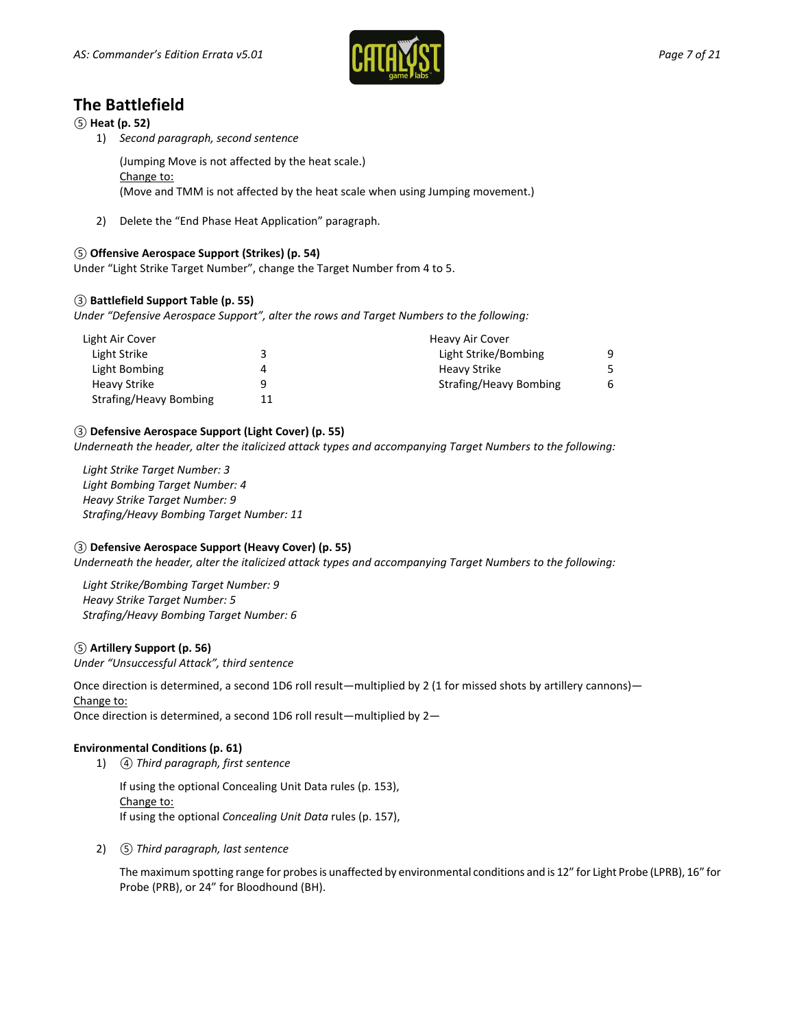## The Battlefield

**⑤ Heat (p. 52)**

1) *Second paragraph, second sentence*

   (Jumping Move is not affected by the heat scale.)
   Change to:
   (Move and TMM is not affected by the heat scale when using Jumping movement.)

2) Delete the "End Phase Heat Application" paragraph.

**⑤ Offensive Aerospace Support (Strikes) (p. 54)**

Under "Light Strike Target Number", change the Target Number from 4 to 5.

**③ Battlefield Support Table (p. 55)**

*Under "Defensive Aerospace Support", alter the rows and Target Numbers to the following:*

| Light Air Cover | | Heavy Air Cover | |
|---|---|---|---|
| Light Strike | 3 | Light Strike/Bombing | 9 |
| Light Bombing | 4 | Heavy Strike | 5 |
| Heavy Strike | 9 | Strafing/Heavy Bombing | 6 |
| Strafing/Heavy Bombing | 11 | | |

**③ Defensive Aerospace Support (Light Cover) (p. 55)**

*Underneath the header, alter the italicized attack types and accompanying Target Numbers to the following:*

*Light Strike Target Number: 3*
*Light Bombing Target Number: 4*
*Heavy Strike Target Number: 9*
*Strafing/Heavy Bombing Target Number: 11*

**③ Defensive Aerospace Support (Heavy Cover) (p. 55)**

*Underneath the header, alter the italicized attack types and accompanying Target Numbers to the following:*

*Light Strike/Bombing Target Number: 9*
*Heavy Strike Target Number: 5*
*Strafing/Heavy Bombing Target Number: 6*

**⑤ Artillery Support (p. 56)**

*Under "Unsuccessful Attack", third sentence*

Once direction is determined, a second 1D6 roll result—multiplied by 2 (1 for missed shots by artillery cannons)—
Change to:
Once direction is determined, a second 1D6 roll result—multiplied by 2—

**Environmental Conditions (p. 61)**

1) ④ *Third paragraph, first sentence*

   If using the optional Concealing Unit Data rules (p. 153),
   Change to:
   If using the optional *Concealing Unit Data* rules (p. 157),

2) ⑤ *Third paragraph, last sentence*

   The maximum spotting range for probes is unaffected by environmental conditions and is 12" for Light Probe (LPRB), 16" for Probe (PRB), or 24" for Bloodhound (BH).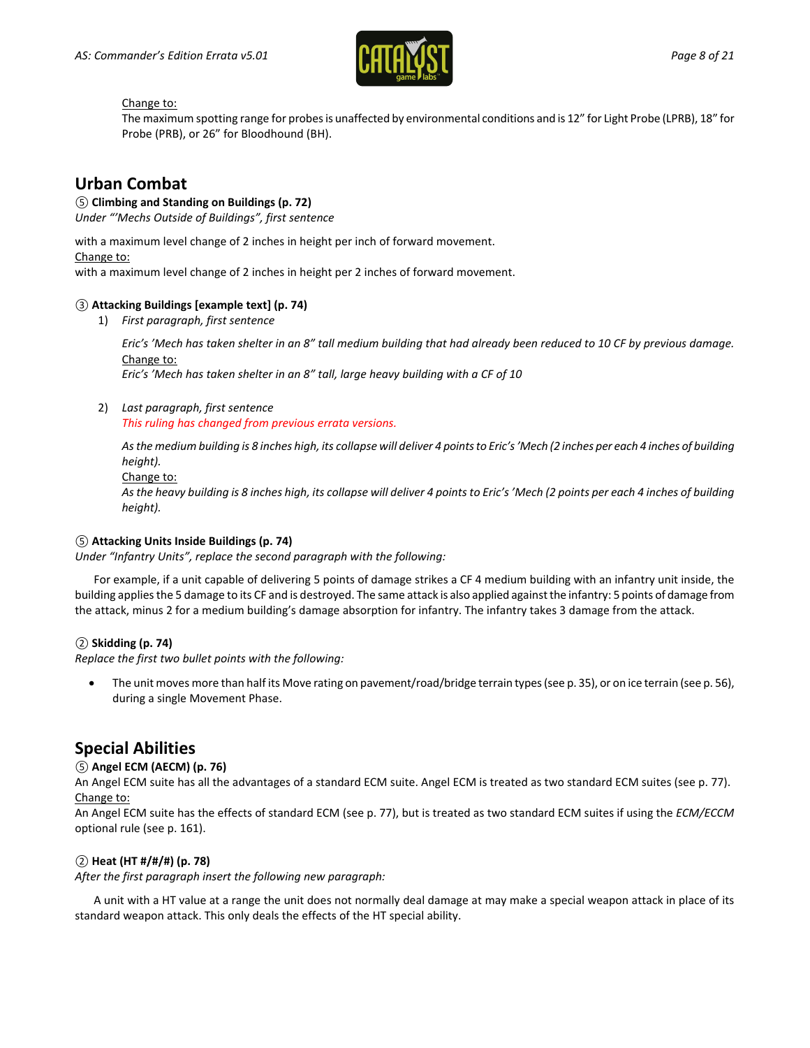Change to:

The maximum spotting range for probes is unaffected by environmental conditions and is 12" for Light Probe (LPRB), 18" for Probe (PRB), or 26" for Bloodhound (BH).

## Urban Combat

**⑤ Climbing and Standing on Buildings (p. 72)**

*Under "'Mechs Outside of Buildings", first sentence*

with a maximum level change of 2 inches in height per inch of forward movement.

Change to:

with a maximum level change of 2 inches in height per 2 inches of forward movement.

**③ Attacking Buildings [example text] (p. 74)**

1) *First paragraph, first sentence*

   *Eric's 'Mech has taken shelter in an 8" tall medium building that had already been reduced to 10 CF by previous damage.*

   Change to:

   *Eric's 'Mech has taken shelter in an 8" tall, large heavy building with a CF of 10*

2) *Last paragraph, first sentence*

   *This ruling has changed from previous errata versions.*

   *As the medium building is 8 inches high, its collapse will deliver 4 points to Eric's 'Mech (2 inches per each 4 inches of building height).*

   Change to:

   *As the heavy building is 8 inches high, its collapse will deliver 4 points to Eric's 'Mech (2 points per each 4 inches of building height).*

**⑤ Attacking Units Inside Buildings (p. 74)**

*Under "Infantry Units", replace the second paragraph with the following:*

For example, if a unit capable of delivering 5 points of damage strikes a CF 4 medium building with an infantry unit inside, the building applies the 5 damage to its CF and is destroyed. The same attack is also applied against the infantry: 5 points of damage from the attack, minus 2 for a medium building's damage absorption for infantry. The infantry takes 3 damage from the attack.

**② Skidding (p. 74)**

*Replace the first two bullet points with the following:*

- The unit moves more than half its Move rating on pavement/road/bridge terrain types (see p. 35), or on ice terrain (see p. 56), during a single Movement Phase.

## Special Abilities

**⑤ Angel ECM (AECM) (p. 76)**

An Angel ECM suite has all the advantages of a standard ECM suite. Angel ECM is treated as two standard ECM suites (see p. 77).

Change to:

An Angel ECM suite has the effects of standard ECM (see p. 77), but is treated as two standard ECM suites if using the *ECM/ECCM* optional rule (see p. 161).

**② Heat (HT #/#/#) (p. 78)**

*After the first paragraph insert the following new paragraph:*

A unit with a HT value at a range the unit does not normally deal damage at may make a special weapon attack in place of its standard weapon attack. This only deals the effects of the HT special ability.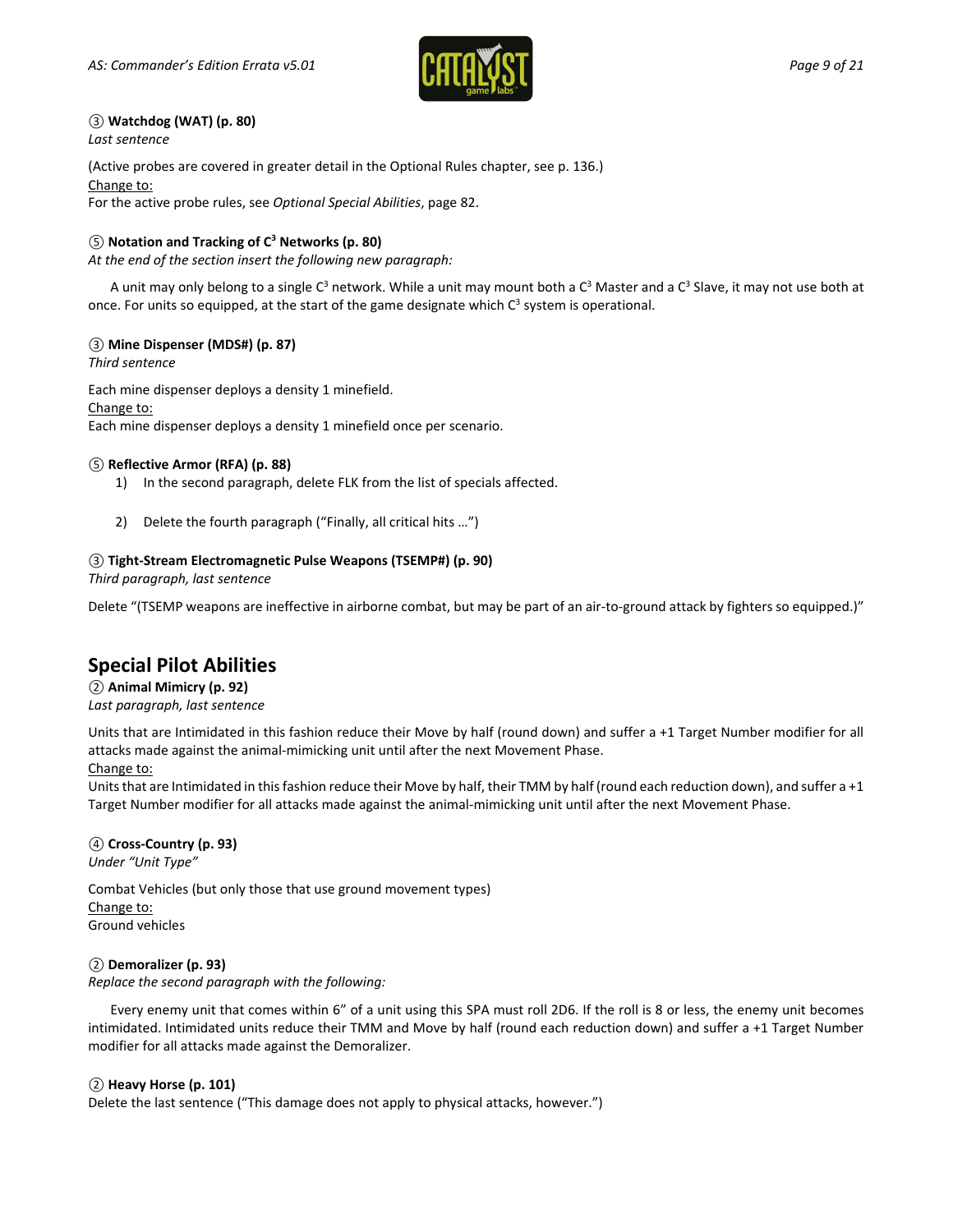③ **Watchdog (WAT) (p. 80)**
*Last sentence*

(Active probes are covered in greater detail in the Optional Rules chapter, see p. 136.)
Change to:
For the active probe rules, see *Optional Special Abilities*, page 82.

⑤ **Notation and Tracking of $C^3$ Networks (p. 80)**
*At the end of the section insert the following new paragraph:*

A unit may only belong to a single $C^3$ network. While a unit may mount both a $C^3$ Master and a $C^3$ Slave, it may not use both at once. For units so equipped, at the start of the game designate which $C^3$ system is operational.

③ **Mine Dispenser (MDS#) (p. 87)**
*Third sentence*

Each mine dispenser deploys a density 1 minefield.
Change to:
Each mine dispenser deploys a density 1 minefield once per scenario.

⑤ **Reflective Armor (RFA) (p. 88)**

1) In the second paragraph, delete FLK from the list of specials affected.
2) Delete the fourth paragraph ("Finally, all critical hits …")

③ **Tight-Stream Electromagnetic Pulse Weapons (TSEMP#) (p. 90)**
*Third paragraph, last sentence*

Delete "(TSEMP weapons are ineffective in airborne combat, but may be part of an air-to-ground attack by fighters so equipped.)"

## Special Pilot Abilities

② **Animal Mimicry (p. 92)**
*Last paragraph, last sentence*

Units that are Intimidated in this fashion reduce their Move by half (round down) and suffer a +1 Target Number modifier for all attacks made against the animal-mimicking unit until after the next Movement Phase.
Change to:
Units that are Intimidated in this fashion reduce their Move by half, their TMM by half (round each reduction down), and suffer a +1 Target Number modifier for all attacks made against the animal-mimicking unit until after the next Movement Phase.

④ **Cross-Country (p. 93)**
*Under "Unit Type"*

Combat Vehicles (but only those that use ground movement types)
Change to:
Ground vehicles

② **Demoralizer (p. 93)**
*Replace the second paragraph with the following:*

Every enemy unit that comes within 6" of a unit using this SPA must roll 2D6. If the roll is 8 or less, the enemy unit becomes intimidated. Intimidated units reduce their TMM and Move by half (round each reduction down) and suffer a +1 Target Number modifier for all attacks made against the Demoralizer.

② **Heavy Horse (p. 101)**
Delete the last sentence ("This damage does not apply to physical attacks, however.")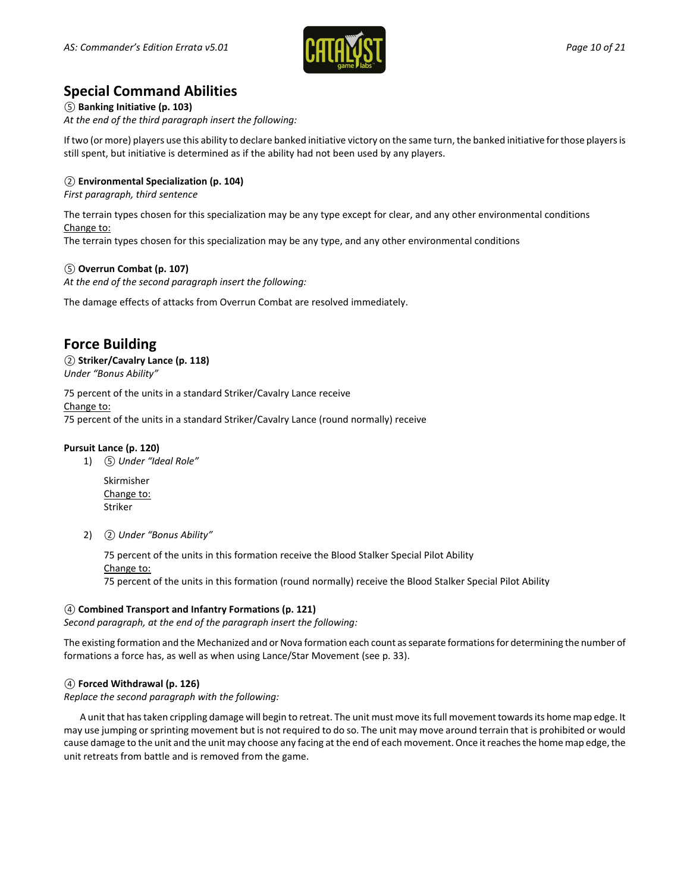## Special Command Abilities

⑤ **Banking Initiative (p. 103)**

*At the end of the third paragraph insert the following:*

If two (or more) players use this ability to declare banked initiative victory on the same turn, the banked initiative for those players is still spent, but initiative is determined as if the ability had not been used by any players.

② **Environmental Specialization (p. 104)**

*First paragraph, third sentence*

The terrain types chosen for this specialization may be any type except for clear, and any other environmental conditions

<u>Change to:</u>

The terrain types chosen for this specialization may be any type, and any other environmental conditions

⑤ **Overrun Combat (p. 107)**

*At the end of the second paragraph insert the following:*

The damage effects of attacks from Overrun Combat are resolved immediately.

## Force Building

② **Striker/Cavalry Lance (p. 118)**

*Under "Bonus Ability"*

75 percent of the units in a standard Striker/Cavalry Lance receive

<u>Change to:</u>

75 percent of the units in a standard Striker/Cavalry Lance (round normally) receive

**Pursuit Lance (p. 120)**

1) ⑤ *Under "Ideal Role"*

   Skirmisher

   <u>Change to:</u>

   Striker

2) ② *Under "Bonus Ability"*

   75 percent of the units in this formation receive the Blood Stalker Special Pilot Ability

   <u>Change to:</u>

   75 percent of the units in this formation (round normally) receive the Blood Stalker Special Pilot Ability

④ **Combined Transport and Infantry Formations (p. 121)**

*Second paragraph, at the end of the paragraph insert the following:*

The existing formation and the Mechanized and or Nova formation each count as separate formations for determining the number of formations a force has, as well as when using Lance/Star Movement (see p. 33).

④ **Forced Withdrawal (p. 126)**

*Replace the second paragraph with the following:*

A unit that has taken crippling damage will begin to retreat. The unit must move its full movement towards its home map edge. It may use jumping or sprinting movement but is not required to do so. The unit may move around terrain that is prohibited or would cause damage to the unit and the unit may choose any facing at the end of each movement. Once it reaches the home map edge, the unit retreats from battle and is removed from the game.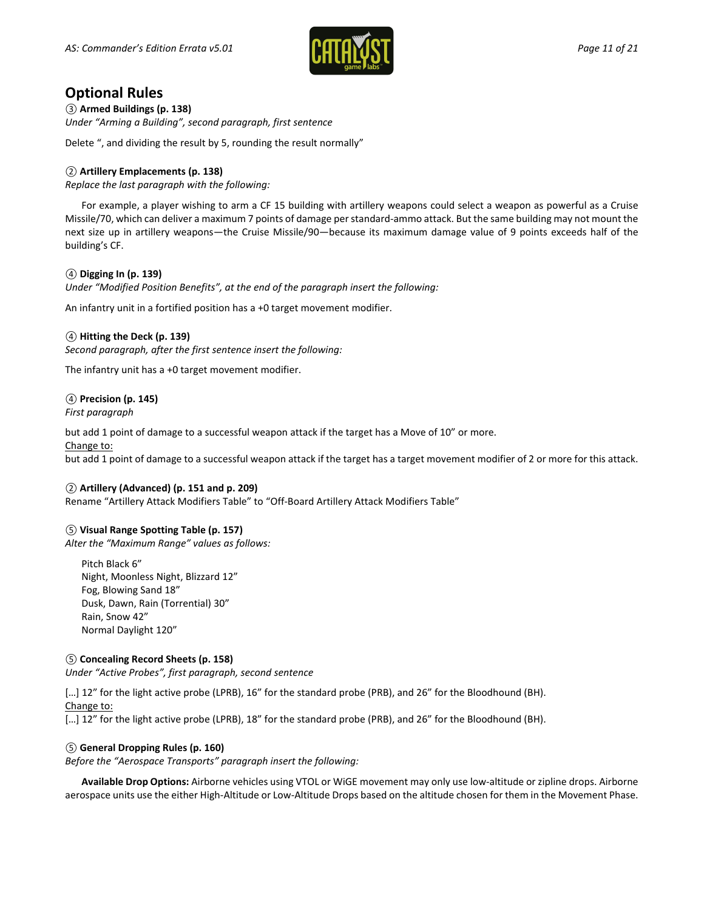## Optional Rules

③ **Armed Buildings (p. 138)**
*Under "Arming a Building", second paragraph, first sentence*

Delete ", and dividing the result by 5, rounding the result normally"

② **Artillery Emplacements (p. 138)**
*Replace the last paragraph with the following:*

For example, a player wishing to arm a CF 15 building with artillery weapons could select a weapon as powerful as a Cruise Missile/70, which can deliver a maximum 7 points of damage per standard-ammo attack. But the same building may not mount the next size up in artillery weapons—the Cruise Missile/90—because its maximum damage value of 9 points exceeds half of the building's CF.

④ **Digging In (p. 139)**
*Under "Modified Position Benefits", at the end of the paragraph insert the following:*

An infantry unit in a fortified position has a +0 target movement modifier.

④ **Hitting the Deck (p. 139)**
*Second paragraph, after the first sentence insert the following:*

The infantry unit has a +0 target movement modifier.

④ **Precision (p. 145)**
*First paragraph*

but add 1 point of damage to a successful weapon attack if the target has a Move of 10" or more.
Change to:
but add 1 point of damage to a successful weapon attack if the target has a target movement modifier of 2 or more for this attack.

② **Artillery (Advanced) (p. 151 and p. 209)**
Rename "Artillery Attack Modifiers Table" to "Off-Board Artillery Attack Modifiers Table"

⑤ **Visual Range Spotting Table (p. 157)**
*Alter the "Maximum Range" values as follows:*

Pitch Black 6"
Night, Moonless Night, Blizzard 12"
Fog, Blowing Sand 18"
Dusk, Dawn, Rain (Torrential) 30"
Rain, Snow 42"
Normal Daylight 120"

⑤ **Concealing Record Sheets (p. 158)**
*Under "Active Probes", first paragraph, second sentence*

[…] 12" for the light active probe (LPRB), 16" for the standard probe (PRB), and 26" for the Bloodhound (BH).
Change to:
[…] 12" for the light active probe (LPRB), 18" for the standard probe (PRB), and 26" for the Bloodhound (BH).

⑤ **General Dropping Rules (p. 160)**
*Before the "Aerospace Transports" paragraph insert the following:*

**Available Drop Options:** Airborne vehicles using VTOL or WiGE movement may only use low-altitude or zipline drops. Airborne aerospace units use the either High-Altitude or Low-Altitude Drops based on the altitude chosen for them in the Movement Phase.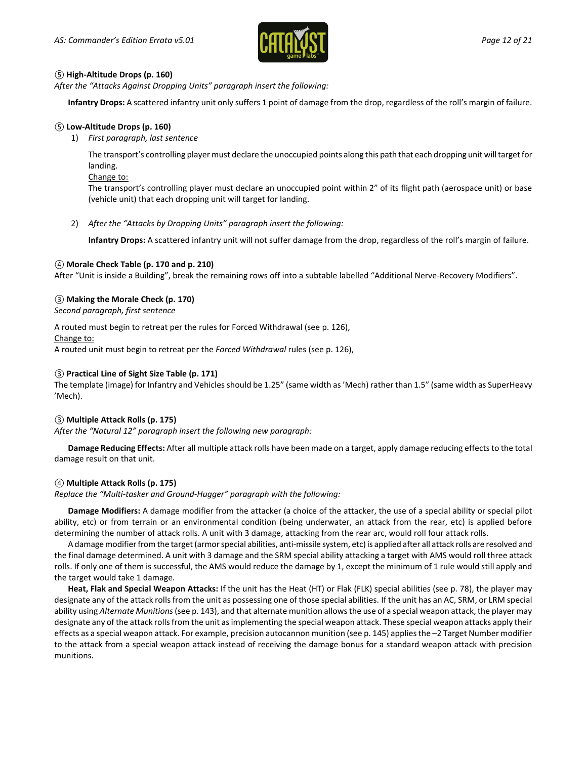⑤ **High-Altitude Drops (p. 160)**

*After the "Attacks Against Dropping Units" paragraph insert the following:*

**Infantry Drops:** A scattered infantry unit only suffers 1 point of damage from the drop, regardless of the roll's margin of failure.

⑤ **Low-Altitude Drops (p. 160)**

1) *First paragraph, last sentence*

   The transport's controlling player must declare the unoccupied points along this path that each dropping unit will target for landing.

   Change to:

   The transport's controlling player must declare an unoccupied point within 2" of its flight path (aerospace unit) or base (vehicle unit) that each dropping unit will target for landing.

2) *After the "Attacks by Dropping Units" paragraph insert the following:*

   **Infantry Drops:** A scattered infantry unit will not suffer damage from the drop, regardless of the roll's margin of failure.

④ **Morale Check Table (p. 170 and p. 210)**

After "Unit is inside a Building", break the remaining rows off into a subtable labelled "Additional Nerve-Recovery Modifiers".

③ **Making the Morale Check (p. 170)**

*Second paragraph, first sentence*

A routed must begin to retreat per the rules for Forced Withdrawal (see p. 126),

Change to:

A routed unit must begin to retreat per the *Forced Withdrawal* rules (see p. 126),

③ **Practical Line of Sight Size Table (p. 171)**

The template (image) for Infantry and Vehicles should be 1.25" (same width as 'Mech) rather than 1.5" (same width as SuperHeavy 'Mech).

③ **Multiple Attack Rolls (p. 175)**

*After the "Natural 12" paragraph insert the following new paragraph:*

**Damage Reducing Effects:** After all multiple attack rolls have been made on a target, apply damage reducing effects to the total damage result on that unit.

④ **Multiple Attack Rolls (p. 175)**

*Replace the "Multi-tasker and Ground-Hugger" paragraph with the following:*

**Damage Modifiers:** A damage modifier from the attacker (a choice of the attacker, the use of a special ability or special pilot ability, etc) or from terrain or an environmental condition (being underwater, an attack from the rear, etc) is applied before determining the number of attack rolls. A unit with 3 damage, attacking from the rear arc, would roll four attack rolls.

A damage modifier from the target (armor special abilities, anti-missile system, etc) is applied after all attack rolls are resolved and the final damage determined. A unit with 3 damage and the SRM special ability attacking a target with AMS would roll three attack rolls. If only one of them is successful, the AMS would reduce the damage by 1, except the minimum of 1 rule would still apply and the target would take 1 damage.

**Heat, Flak and Special Weapon Attacks:** If the unit has the Heat (HT) or Flak (FLK) special abilities (see p. 78), the player may designate any of the attack rolls from the unit as possessing one of those special abilities. If the unit has an AC, SRM, or LRM special ability using *Alternate Munitions* (see p. 143), and that alternate munition allows the use of a special weapon attack, the player may designate any of the attack rolls from the unit as implementing the special weapon attack. These special weapon attacks apply their effects as a special weapon attack. For example, precision autocannon munition (see p. 145) applies the –2 Target Number modifier to the attack from a special weapon attack instead of receiving the damage bonus for a standard weapon attack with precision munitions.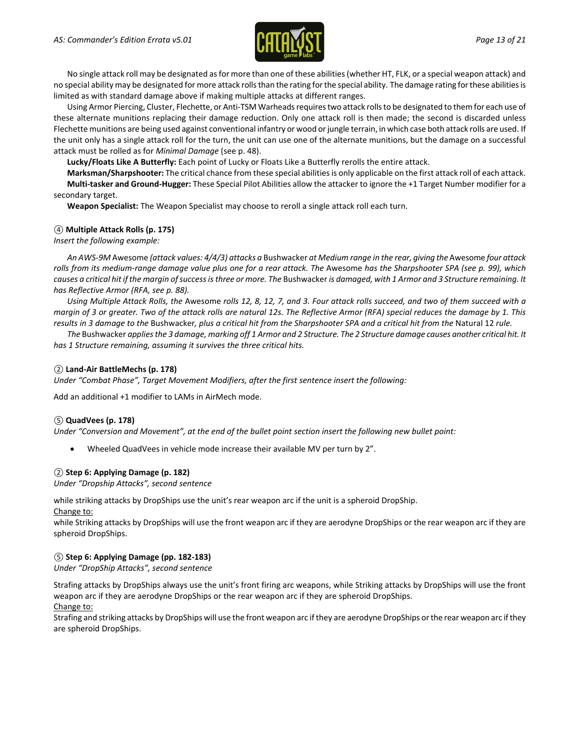No single attack roll may be designated as for more than one of these abilities (whether HT, FLK, or a special weapon attack) and no special ability may be designated for more attack rolls than the rating for the special ability. The damage rating for these abilities is limited as with standard damage above if making multiple attacks at different ranges.

Using Armor Piercing, Cluster, Flechette, or Anti-TSM Warheads requires two attack rolls to be designated to them for each use of these alternate munitions replacing their damage reduction. Only one attack roll is then made; the second is discarded unless Flechette munitions are being used against conventional infantry or wood or jungle terrain, in which case both attack rolls are used. If the unit only has a single attack roll for the turn, the unit can use one of the alternate munitions, but the damage on a successful attack must be rolled as for *Minimal Damage* (see p. 48).

**Lucky/Floats Like A Butterfly:** Each point of Lucky or Floats Like a Butterfly rerolls the entire attack.

**Marksman/Sharpshooter:** The critical chance from these special abilities is only applicable on the first attack roll of each attack.

**Multi-tasker and Ground-Hugger:** These Special Pilot Abilities allow the attacker to ignore the +1 Target Number modifier for a secondary target.

**Weapon Specialist:** The Weapon Specialist may choose to reroll a single attack roll each turn.

### ④ Multiple Attack Rolls (p. 175)

*Insert the following example:*

*An AWS-9M* Awesome *(attack values: 4/4/3) attacks a* Bushwacker *at Medium range in the rear, giving the* Awesome *four attack rolls from its medium-range damage value plus one for a rear attack. The* Awesome *has the Sharpshooter SPA (see p. 99), which causes a critical hit if the margin of success is three or more. The* Bushwacker *is damaged, with 1 Armor and 3 Structure remaining. It has Reflective Armor (RFA, see p. 88).*

*Using Multiple Attack Rolls, the* Awesome *rolls 12, 8, 12, 7, and 3. Four attack rolls succeed, and two of them succeed with a margin of 3 or greater. Two of the attack rolls are natural 12s. The Reflective Armor (RFA) special reduces the damage by 1. This results in 3 damage to the* Bushwacker*, plus a critical hit from the Sharpshooter SPA and a critical hit from the* Natural 12 *rule.*

*The* Bushwacker *applies the 3 damage, marking off 1 Armor and 2 Structure. The 2 Structure damage causes another critical hit. It has 1 Structure remaining, assuming it survives the three critical hits.*

### ② Land-Air BattleMechs (p. 178)

*Under "Combat Phase", Target Movement Modifiers, after the first sentence insert the following:*

Add an additional +1 modifier to LAMs in AirMech mode.

### ⑤ QuadVees (p. 178)

*Under "Conversion and Movement", at the end of the bullet point section insert the following new bullet point:*

- Wheeled QuadVees in vehicle mode increase their available MV per turn by 2".

### ② Step 6: Applying Damage (p. 182)

*Under "Dropship Attacks", second sentence*

while striking attacks by DropShips use the unit's rear weapon arc if the unit is a spheroid DropShip.

Change to:

while Striking attacks by DropShips will use the front weapon arc if they are aerodyne DropShips or the rear weapon arc if they are spheroid DropShips.

### ⑤ Step 6: Applying Damage (pp. 182-183)

*Under "DropShip Attacks", second sentence*

Strafing attacks by DropShips always use the unit's front firing arc weapons, while Striking attacks by DropShips will use the front weapon arc if they are aerodyne DropShips or the rear weapon arc if they are spheroid DropShips.

Change to:

Strafing and striking attacks by DropShips will use the front weapon arc if they are aerodyne DropShips or the rear weapon arc if they are spheroid DropShips.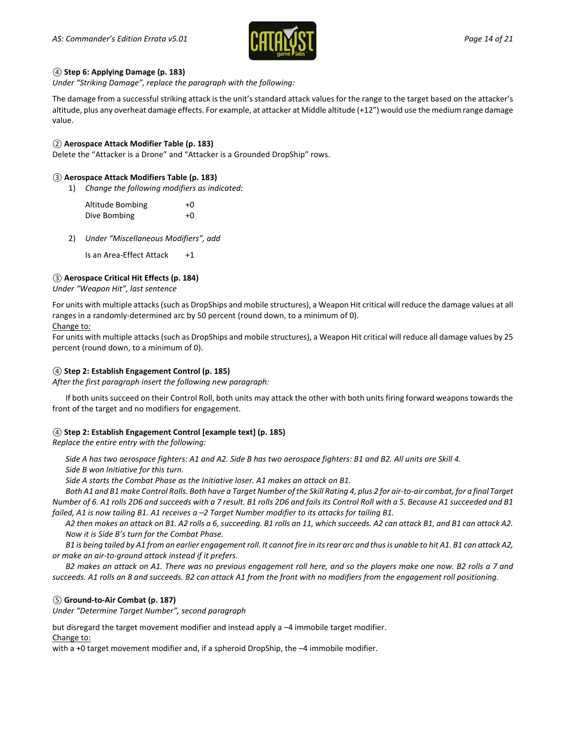**④ Step 6: Applying Damage (p. 183)**

*Under "Striking Damage", replace the paragraph with the following:*

The damage from a successful striking attack is the unit's standard attack values for the range to the target based on the attacker's altitude, plus any overheat damage effects. For example, at attacker at Middle altitude (+12") would use the medium range damage value.

**② Aerospace Attack Modifier Table (p. 183)**

Delete the "Attacker is a Drone" and "Attacker is a Grounded DropShip" rows.

**③ Aerospace Attack Modifiers Table (p. 183)**

1) *Change the following modifiers as indicated:*

| | |
|---|---|
| Altitude Bombing | +0 |
| Dive Bombing | +0 |

2) *Under "Miscellaneous Modifiers", add*

| | |
|---|---|
| Is an Area-Effect Attack | +1 |

**③ Aerospace Critical Hit Effects (p. 184)**

*Under "Weapon Hit", last sentence*

For units with multiple attacks (such as DropShips and mobile structures), a Weapon Hit critical will reduce the damage values at all ranges in a randomly-determined arc by 50 percent (round down, to a minimum of 0).

Change to:

For units with multiple attacks (such as DropShips and mobile structures), a Weapon Hit critical will reduce all damage values by 25 percent (round down, to a minimum of 0).

**④ Step 2: Establish Engagement Control (p. 185)**

*After the first paragraph insert the following new paragraph:*

If both units succeed on their Control Roll, both units may attack the other with both units firing forward weapons towards the front of the target and no modifiers for engagement.

**④ Step 2: Establish Engagement Control [example text] (p. 185)**

*Replace the entire entry with the following:*

*Side A has two aerospace fighters: A1 and A2. Side B has two aerospace fighters: B1 and B2. All units are Skill 4.*

*Side B won Initiative for this turn.*

*Side A starts the Combat Phase as the Initiative loser. A1 makes an attack on B1.*

*Both A1 and B1 make Control Rolls. Both have a Target Number of the Skill Rating 4, plus 2 for air-to-air combat, for a final Target Number of 6. A1 rolls 2D6 and succeeds with a 7 result. B1 rolls 2D6 and fails its Control Roll with a 5. Because A1 succeeded and B1 failed, A1 is now tailing B1. A1 receives a –2 Target Number modifier to its attacks for tailing B1.*

*A2 then makes an attack on B1. A2 rolls a 6, succeeding. B1 rolls an 11, which succeeds. A2 can attack B1, and B1 can attack A2. Now it is Side B's turn for the Combat Phase.*

*B1 is being tailed by A1 from an earlier engagement roll. It cannot fire in its rear arc and thus is unable to hit A1. B1 can attack A2, or make an air-to-ground attack instead if it prefers.*

*B2 makes an attack on A1. There was no previous engagement roll here, and so the players make one now. B2 rolls a 7 and succeeds. A1 rolls an 8 and succeeds. B2 can attack A1 from the front with no modifiers from the engagement roll positioning.*

**⑤ Ground-to-Air Combat (p. 187)**

*Under "Determine Target Number", second paragraph*

but disregard the target movement modifier and instead apply a –4 immobile target modifier.

Change to:

with a +0 target movement modifier and, if a spheroid DropShip, the –4 immobile modifier.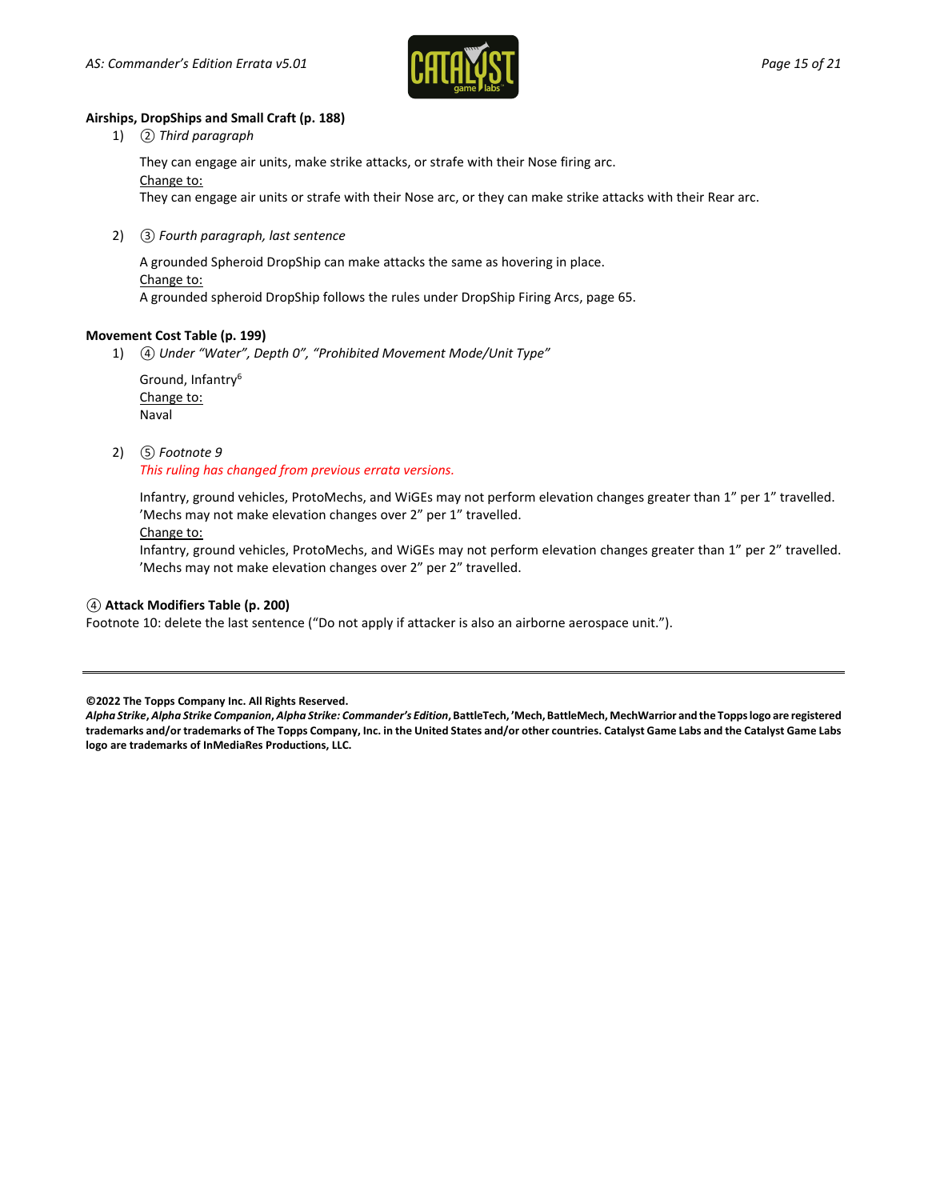**Airships, DropShips and Small Craft (p. 188)**

1) ② *Third paragraph*

   They can engage air units, make strike attacks, or strafe with their Nose firing arc.
   Change to:
   They can engage air units or strafe with their Nose arc, or they can make strike attacks with their Rear arc.

2) ③ *Fourth paragraph, last sentence*

   A grounded Spheroid DropShip can make attacks the same as hovering in place.
   Change to:
   A grounded spheroid DropShip follows the rules under DropShip Firing Arcs, page 65.

**Movement Cost Table (p. 199)**

1) ④ *Under "Water", Depth 0", "Prohibited Movement Mode/Unit Type"*

   Ground, Infantry[6]
   Change to:
   Naval

2) ⑤ *Footnote 9*
   *This ruling has changed from previous errata versions.*

   Infantry, ground vehicles, ProtoMechs, and WiGEs may not perform elevation changes greater than 1" per 1" travelled. 'Mechs may not make elevation changes over 2" per 1" travelled.
   Change to:
   Infantry, ground vehicles, ProtoMechs, and WiGEs may not perform elevation changes greater than 1" per 2" travelled. 'Mechs may not make elevation changes over 2" per 2" travelled.

**④ Attack Modifiers Table (p. 200)**

Footnote 10: delete the last sentence ("Do not apply if attacker is also an airborne aerospace unit.").

---

**©2022 The Topps Company Inc. All Rights Reserved.**
***Alpha Strike*, *Alpha Strike Companion*, *Alpha Strike: Commander's Edition*, BattleTech, 'Mech, BattleMech, MechWarrior and the Topps logo are registered trademarks and/or trademarks of The Topps Company, Inc. in the United States and/or other countries. Catalyst Game Labs and the Catalyst Game Labs logo are trademarks of InMediaRes Productions, LLC.**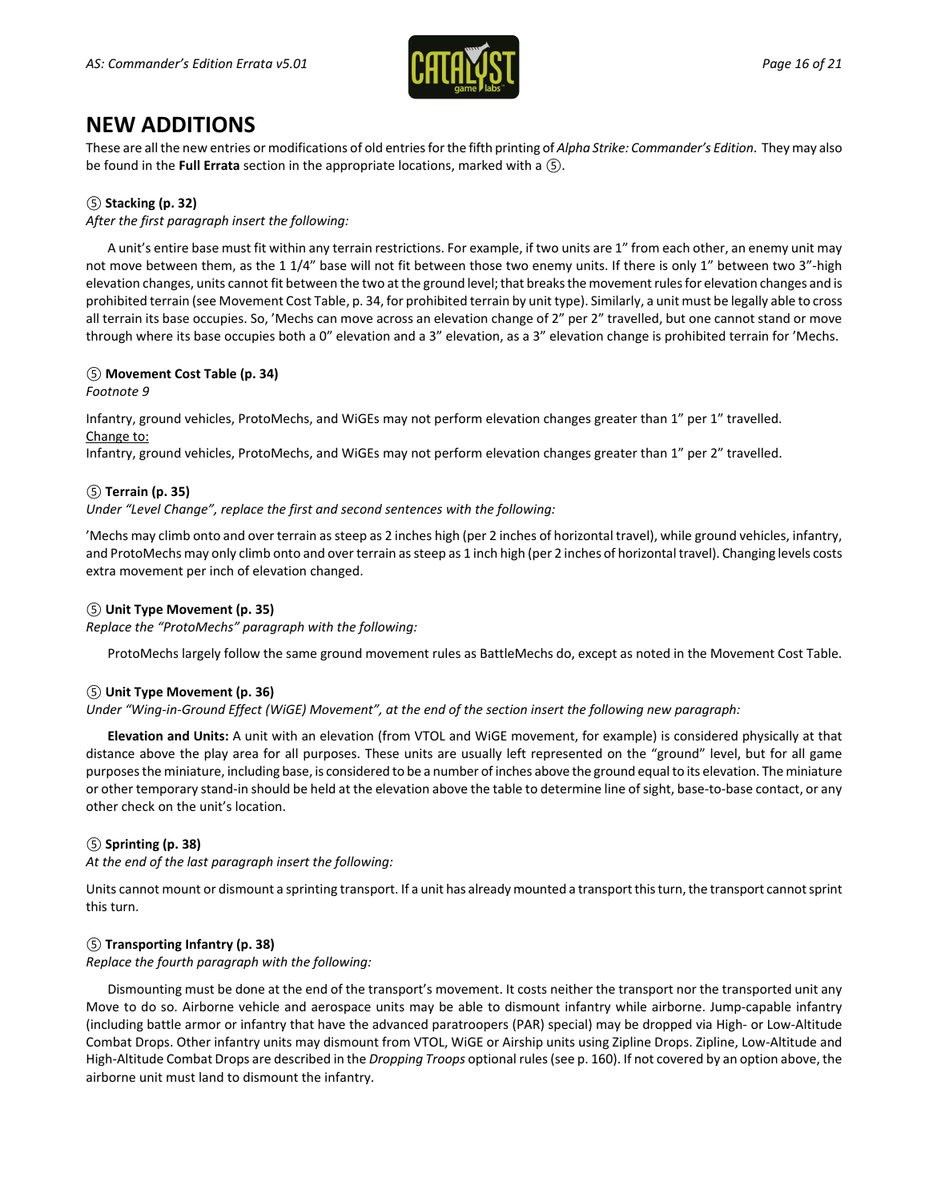# NEW ADDITIONS

These are all the new entries or modifications of old entries for the fifth printing of *Alpha Strike: Commander's Edition*. They may also be found in the **Full Errata** section in the appropriate locations, marked with a ⑤.

### ⑤ Stacking (p. 32)

*After the first paragraph insert the following:*

A unit's entire base must fit within any terrain restrictions. For example, if two units are 1" from each other, an enemy unit may not move between them, as the 1 1/4" base will not fit between those two enemy units. If there is only 1" between two 3"-high elevation changes, units cannot fit between the two at the ground level; that breaks the movement rules for elevation changes and is prohibited terrain (see Movement Cost Table, p. 34, for prohibited terrain by unit type). Similarly, a unit must be legally able to cross all terrain its base occupies. So, 'Mechs can move across an elevation change of 2" per 2" travelled, but one cannot stand or move through where its base occupies both a 0" elevation and a 3" elevation, as a 3" elevation change is prohibited terrain for 'Mechs.

### ⑤ Movement Cost Table (p. 34)

*Footnote 9*

Infantry, ground vehicles, ProtoMechs, and WiGEs may not perform elevation changes greater than 1" per 1" travelled.
Change to:
Infantry, ground vehicles, ProtoMechs, and WiGEs may not perform elevation changes greater than 1" per 2" travelled.

### ⑤ Terrain (p. 35)

*Under "Level Change", replace the first and second sentences with the following:*

'Mechs may climb onto and over terrain as steep as 2 inches high (per 2 inches of horizontal travel), while ground vehicles, infantry, and ProtoMechs may only climb onto and over terrain as steep as 1 inch high (per 2 inches of horizontal travel). Changing levels costs extra movement per inch of elevation changed.

### ⑤ Unit Type Movement (p. 35)

*Replace the "ProtoMechs" paragraph with the following:*

ProtoMechs largely follow the same ground movement rules as BattleMechs do, except as noted in the Movement Cost Table.

### ⑤ Unit Type Movement (p. 36)

*Under "Wing-in-Ground Effect (WiGE) Movement", at the end of the section insert the following new paragraph:*

**Elevation and Units:** A unit with an elevation (from VTOL and WiGE movement, for example) is considered physically at that distance above the play area for all purposes. These units are usually left represented on the "ground" level, but for all game purposes the miniature, including base, is considered to be a number of inches above the ground equal to its elevation. The miniature or other temporary stand-in should be held at the elevation above the table to determine line of sight, base-to-base contact, or any other check on the unit's location.

### ⑤ Sprinting (p. 38)

*At the end of the last paragraph insert the following:*

Units cannot mount or dismount a sprinting transport. If a unit has already mounted a transport this turn, the transport cannot sprint this turn.

### ⑤ Transporting Infantry (p. 38)

*Replace the fourth paragraph with the following:*

Dismounting must be done at the end of the transport's movement. It costs neither the transport nor the transported unit any Move to do so. Airborne vehicle and aerospace units may be able to dismount infantry while airborne. Jump-capable infantry (including battle armor or infantry that have the advanced paratroopers (PAR) special) may be dropped via High- or Low-Altitude Combat Drops. Other infantry units may dismount from VTOL, WiGE or Airship units using Zipline Drops. Zipline, Low-Altitude and High-Altitude Combat Drops are described in the *Dropping Troops* optional rules (see p. 160). If not covered by an option above, the airborne unit must land to dismount the infantry.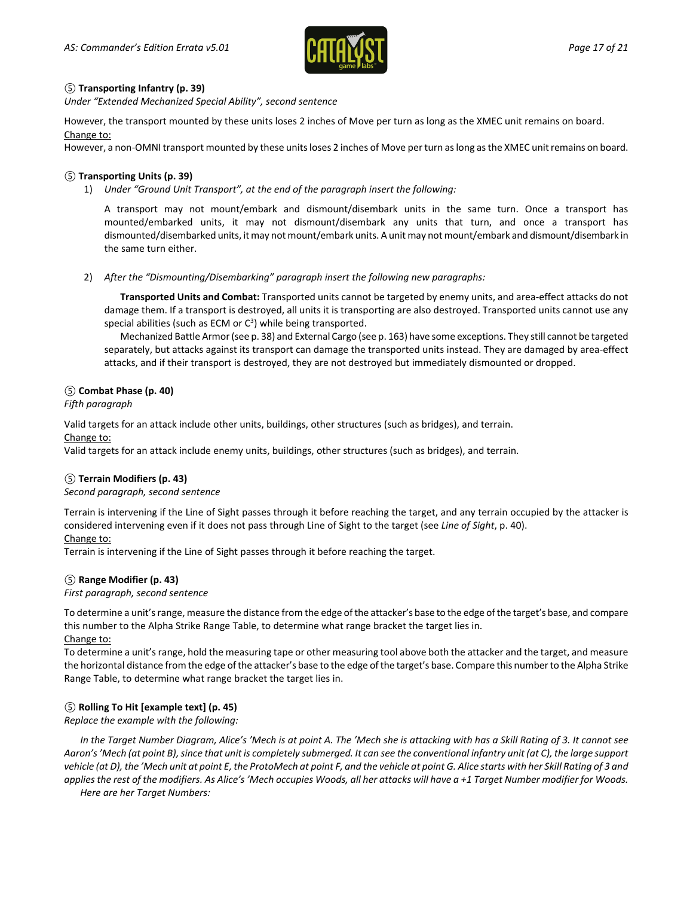### ⑤ **Transporting Infantry (p. 39)**

*Under "Extended Mechanized Special Ability", second sentence*

However, the transport mounted by these units loses 2 inches of Move per turn as long as the XMEC unit remains on board.

Change to:

However, a non-OMNI transport mounted by these units loses 2 inches of Move per turn as long as the XMEC unit remains on board.

### ⑤ **Transporting Units (p. 39)**

1) *Under "Ground Unit Transport", at the end of the paragraph insert the following:*

   A transport may not mount/embark and dismount/disembark units in the same turn. Once a transport has mounted/embarked units, it may not dismount/disembark any units that turn, and once a transport has dismounted/disembarked units, it may not mount/embark units. A unit may not mount/embark and dismount/disembark in the same turn either.

2) *After the "Dismounting/Disembarking" paragraph insert the following new paragraphs:*

   **Transported Units and Combat:** Transported units cannot be targeted by enemy units, and area-effect attacks do not damage them. If a transport is destroyed, all units it is transporting are also destroyed. Transported units cannot use any special abilities (such as ECM or $C^3$) while being transported.

   Mechanized Battle Armor (see p. 38) and External Cargo (see p. 163) have some exceptions. They still cannot be targeted separately, but attacks against its transport can damage the transported units instead. They are damaged by area-effect attacks, and if their transport is destroyed, they are not destroyed but immediately dismounted or dropped.

### ⑤ **Combat Phase (p. 40)**

*Fifth paragraph*

Valid targets for an attack include other units, buildings, other structures (such as bridges), and terrain.

Change to:

Valid targets for an attack include enemy units, buildings, other structures (such as bridges), and terrain.

### ⑤ **Terrain Modifiers (p. 43)**

*Second paragraph, second sentence*

Terrain is intervening if the Line of Sight passes through it before reaching the target, and any terrain occupied by the attacker is considered intervening even if it does not pass through Line of Sight to the target (see *Line of Sight*, p. 40).

Change to:

Terrain is intervening if the Line of Sight passes through it before reaching the target.

### ⑤ **Range Modifier (p. 43)**

*First paragraph, second sentence*

To determine a unit's range, measure the distance from the edge of the attacker's base to the edge of the target's base, and compare this number to the Alpha Strike Range Table, to determine what range bracket the target lies in.

Change to:

To determine a unit's range, hold the measuring tape or other measuring tool above both the attacker and the target, and measure the horizontal distance from the edge of the attacker's base to the edge of the target's base. Compare this number to the Alpha Strike Range Table, to determine what range bracket the target lies in.

### ⑤ **Rolling To Hit [example text] (p. 45)**

*Replace the example with the following:*

*In the Target Number Diagram, Alice's 'Mech is at point A. The 'Mech she is attacking with has a Skill Rating of 3. It cannot see Aaron's 'Mech (at point B), since that unit is completely submerged. It can see the conventional infantry unit (at C), the large support vehicle (at D), the 'Mech unit at point E, the ProtoMech at point F, and the vehicle at point G. Alice starts with her Skill Rating of 3 and applies the rest of the modifiers. As Alice's 'Mech occupies Woods, all her attacks will have a +1 Target Number modifier for Woods.*

*Here are her Target Numbers:*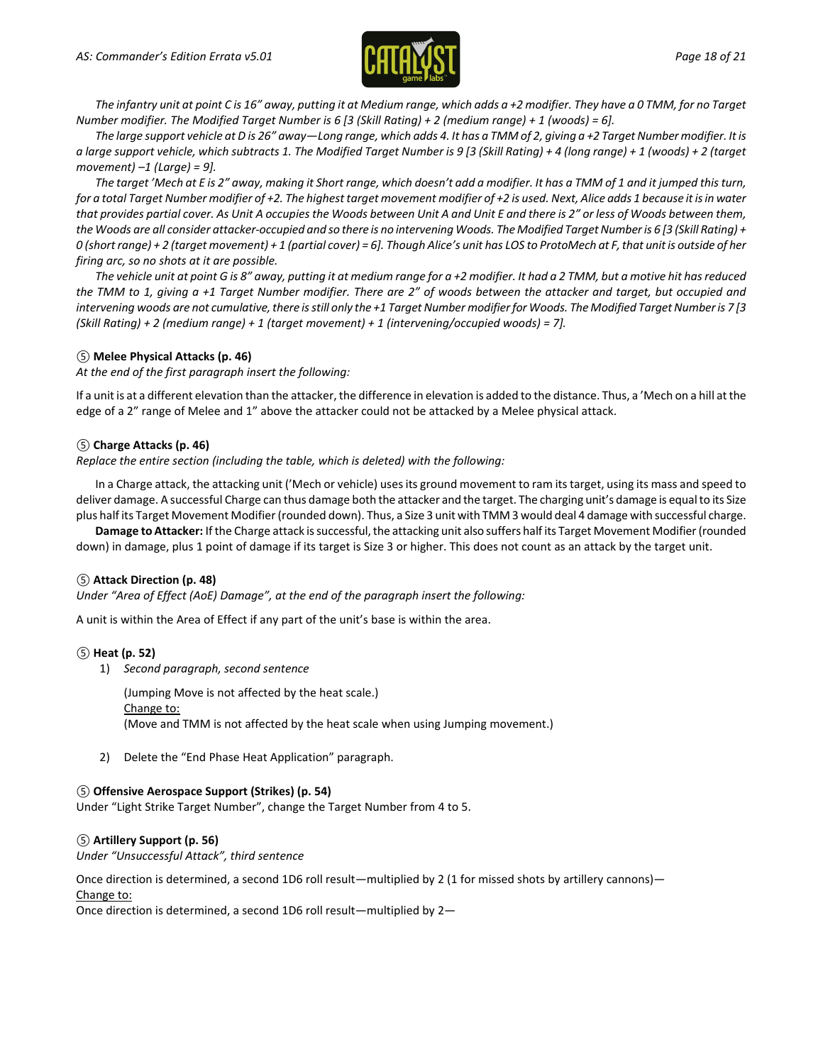*The infantry unit at point C is 16" away, putting it at Medium range, which adds a +2 modifier. They have a 0 TMM, for no Target Number modifier. The Modified Target Number is 6 [3 (Skill Rating) + 2 (medium range) + 1 (woods) = 6].*

*The large support vehicle at D is 26" away—Long range, which adds 4. It has a TMM of 2, giving a +2 Target Number modifier. It is a large support vehicle, which subtracts 1. The Modified Target Number is 9 [3 (Skill Rating) + 4 (long range) + 1 (woods) + 2 (target movement) –1 (Large) = 9].*

*The target 'Mech at E is 2" away, making it Short range, which doesn't add a modifier. It has a TMM of 1 and it jumped this turn, for a total Target Number modifier of +2. The highest target movement modifier of +2 is used. Next, Alice adds 1 because it is in water that provides partial cover. As Unit A occupies the Woods between Unit A and Unit E and there is 2" or less of Woods between them, the Woods are all consider attacker-occupied and so there is no intervening Woods. The Modified Target Number is 6 [3 (Skill Rating) + 0 (short range) + 2 (target movement) + 1 (partial cover) = 6]. Though Alice's unit has LOS to ProtoMech at F, that unit is outside of her firing arc, so no shots at it are possible.*

*The vehicle unit at point G is 8" away, putting it at medium range for a +2 modifier. It had a 2 TMM, but a motive hit has reduced the TMM to 1, giving a +1 Target Number modifier. There are 2" of woods between the attacker and target, but occupied and intervening woods are not cumulative, there is still only the +1 Target Number modifier for Woods. The Modified Target Number is 7 [3 (Skill Rating) + 2 (medium range) + 1 (target movement) + 1 (intervening/occupied woods) = 7].*

### ⑤ Melee Physical Attacks (p. 46)

*At the end of the first paragraph insert the following:*

If a unit is at a different elevation than the attacker, the difference in elevation is added to the distance. Thus, a 'Mech on a hill at the edge of a 2" range of Melee and 1" above the attacker could not be attacked by a Melee physical attack.

### ⑤ Charge Attacks (p. 46)

*Replace the entire section (including the table, which is deleted) with the following:*

In a Charge attack, the attacking unit ('Mech or vehicle) uses its ground movement to ram its target, using its mass and speed to deliver damage. A successful Charge can thus damage both the attacker and the target. The charging unit's damage is equal to its Size plus half its Target Movement Modifier (rounded down). Thus, a Size 3 unit with TMM 3 would deal 4 damage with successful charge.

**Damage to Attacker:** If the Charge attack is successful, the attacking unit also suffers half its Target Movement Modifier (rounded down) in damage, plus 1 point of damage if its target is Size 3 or higher. This does not count as an attack by the target unit.

### ⑤ Attack Direction (p. 48)

*Under "Area of Effect (AoE) Damage", at the end of the paragraph insert the following:*

A unit is within the Area of Effect if any part of the unit's base is within the area.

### ⑤ Heat (p. 52)

1) *Second paragraph, second sentence*

   (Jumping Move is not affected by the heat scale.)
   Change to:
   (Move and TMM is not affected by the heat scale when using Jumping movement.)

2) Delete the "End Phase Heat Application" paragraph.

### ⑤ Offensive Aerospace Support (Strikes) (p. 54)

Under "Light Strike Target Number", change the Target Number from 4 to 5.

### ⑤ Artillery Support (p. 56)

*Under "Unsuccessful Attack", third sentence*

Once direction is determined, a second 1D6 roll result—multiplied by 2 (1 for missed shots by artillery cannons)—
Change to:
Once direction is determined, a second 1D6 roll result—multiplied by 2—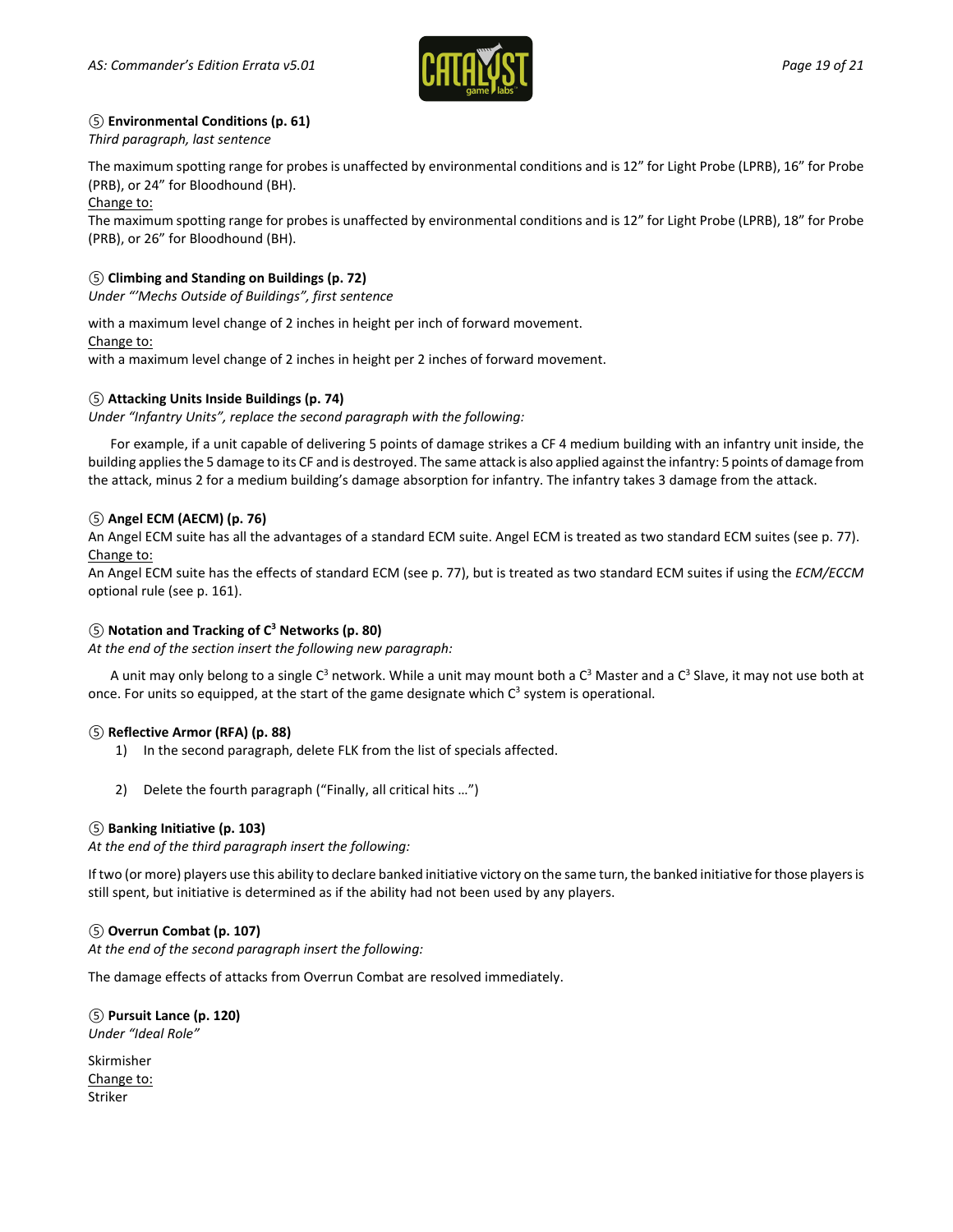**⑤ Environmental Conditions (p. 61)**

*Third paragraph, last sentence*

The maximum spotting range for probes is unaffected by environmental conditions and is 12" for Light Probe (LPRB), 16" for Probe (PRB), or 24" for Bloodhound (BH).

Change to:

The maximum spotting range for probes is unaffected by environmental conditions and is 12" for Light Probe (LPRB), 18" for Probe (PRB), or 26" for Bloodhound (BH).

**⑤ Climbing and Standing on Buildings (p. 72)**

*Under "'Mechs Outside of Buildings", first sentence*

with a maximum level change of 2 inches in height per inch of forward movement.

Change to:

with a maximum level change of 2 inches in height per 2 inches of forward movement.

**⑤ Attacking Units Inside Buildings (p. 74)**

*Under "Infantry Units", replace the second paragraph with the following:*

For example, if a unit capable of delivering 5 points of damage strikes a CF 4 medium building with an infantry unit inside, the building applies the 5 damage to its CF and is destroyed. The same attack is also applied against the infantry: 5 points of damage from the attack, minus 2 for a medium building's damage absorption for infantry. The infantry takes 3 damage from the attack.

**⑤ Angel ECM (AECM) (p. 76)**

An Angel ECM suite has all the advantages of a standard ECM suite. Angel ECM is treated as two standard ECM suites (see p. 77).

Change to:

An Angel ECM suite has the effects of standard ECM (see p. 77), but is treated as two standard ECM suites if using the *ECM/ECCM* optional rule (see p. 161).

**⑤ Notation and Tracking of $C^3$ Networks (p. 80)**

*At the end of the section insert the following new paragraph:*

A unit may only belong to a single $C^3$ network. While a unit may mount both a $C^3$ Master and a $C^3$ Slave, it may not use both at once. For units so equipped, at the start of the game designate which $C^3$ system is operational.

**⑤ Reflective Armor (RFA) (p. 88)**

1) In the second paragraph, delete FLK from the list of specials affected.

2) Delete the fourth paragraph ("Finally, all critical hits …")

**⑤ Banking Initiative (p. 103)**

*At the end of the third paragraph insert the following:*

If two (or more) players use this ability to declare banked initiative victory on the same turn, the banked initiative for those players is still spent, but initiative is determined as if the ability had not been used by any players.

**⑤ Overrun Combat (p. 107)**

*At the end of the second paragraph insert the following:*

The damage effects of attacks from Overrun Combat are resolved immediately.

**⑤ Pursuit Lance (p. 120)**

*Under "Ideal Role"*

Skirmisher

Change to:

Striker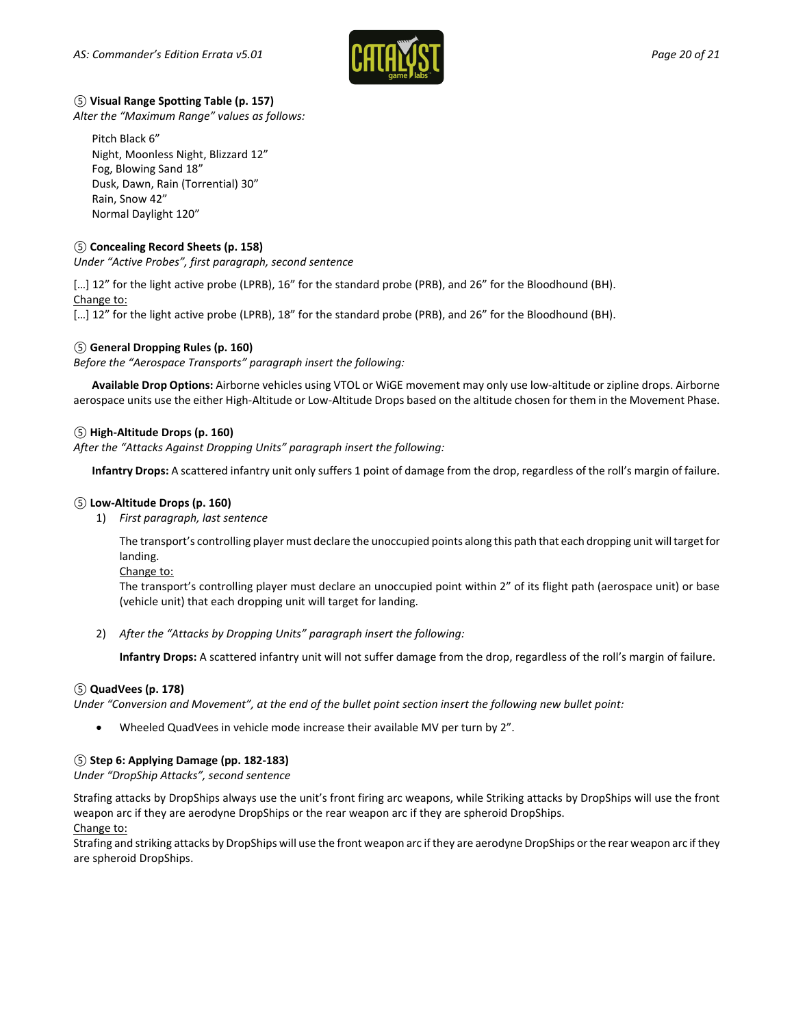### ⑤ Visual Range Spotting Table (p. 157)

*Alter the "Maximum Range" values as follows:*

Pitch Black 6"
Night, Moonless Night, Blizzard 12"
Fog, Blowing Sand 18"
Dusk, Dawn, Rain (Torrential) 30"
Rain, Snow 42"
Normal Daylight 120"

### ⑤ Concealing Record Sheets (p. 158)

*Under "Active Probes", first paragraph, second sentence*

[…] 12" for the light active probe (LPRB), 16" for the standard probe (PRB), and 26" for the Bloodhound (BH).

<u>Change to:</u>

[…] 12" for the light active probe (LPRB), 18" for the standard probe (PRB), and 26" for the Bloodhound (BH).

### ⑤ General Dropping Rules (p. 160)

*Before the "Aerospace Transports" paragraph insert the following:*

**Available Drop Options:** Airborne vehicles using VTOL or WiGE movement may only use low-altitude or zipline drops. Airborne aerospace units use the either High-Altitude or Low-Altitude Drops based on the altitude chosen for them in the Movement Phase.

### ⑤ High-Altitude Drops (p. 160)

*After the "Attacks Against Dropping Units" paragraph insert the following:*

**Infantry Drops:** A scattered infantry unit only suffers 1 point of damage from the drop, regardless of the roll's margin of failure.

### ⑤ Low-Altitude Drops (p. 160)

1) *First paragraph, last sentence*

   The transport's controlling player must declare the unoccupied points along this path that each dropping unit will target for landing.

   <u>Change to:</u>

   The transport's controlling player must declare an unoccupied point within 2" of its flight path (aerospace unit) or base (vehicle unit) that each dropping unit will target for landing.

2) *After the "Attacks by Dropping Units" paragraph insert the following:*

   **Infantry Drops:** A scattered infantry unit will not suffer damage from the drop, regardless of the roll's margin of failure.

### ⑤ QuadVees (p. 178)

*Under "Conversion and Movement", at the end of the bullet point section insert the following new bullet point:*

- Wheeled QuadVees in vehicle mode increase their available MV per turn by 2".

### ⑤ Step 6: Applying Damage (pp. 182-183)

*Under "DropShip Attacks", second sentence*

Strafing attacks by DropShips always use the unit's front firing arc weapons, while Striking attacks by DropShips will use the front weapon arc if they are aerodyne DropShips or the rear weapon arc if they are spheroid DropShips.

<u>Change to:</u>

Strafing and striking attacks by DropShips will use the front weapon arc if they are aerodyne DropShips or the rear weapon arc if they are spheroid DropShips.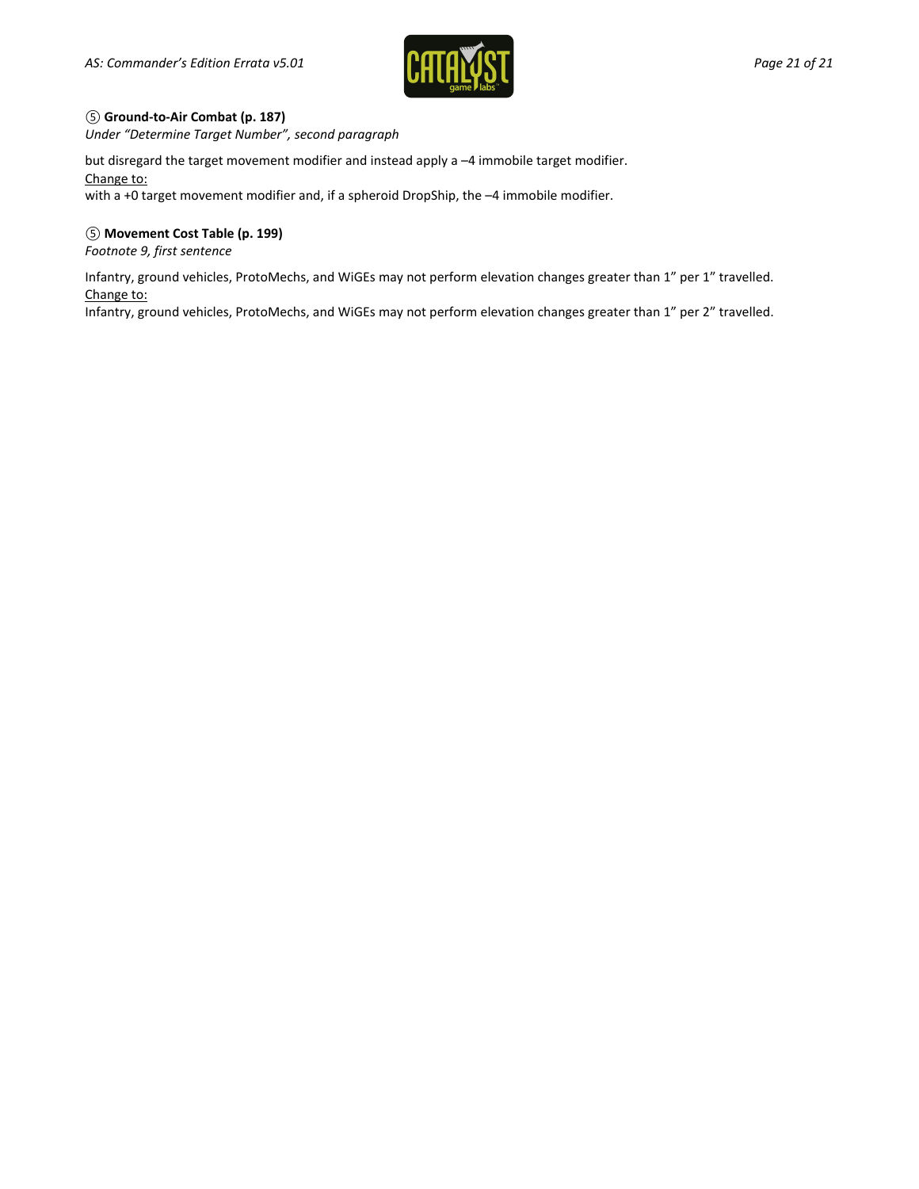⑤ **Ground-to-Air Combat (p. 187)**

*Under “Determine Target Number”, second paragraph*

but disregard the target movement modifier and instead apply a –4 immobile target modifier.

Change to:

with a +0 target movement modifier and, if a spheroid DropShip, the –4 immobile modifier.

⑤ **Movement Cost Table (p. 199)**

*Footnote 9, first sentence*

Infantry, ground vehicles, ProtoMechs, and WiGEs may not perform elevation changes greater than 1” per 1” travelled.

Change to:

Infantry, ground vehicles, ProtoMechs, and WiGEs may not perform elevation changes greater than 1” per 2” travelled.